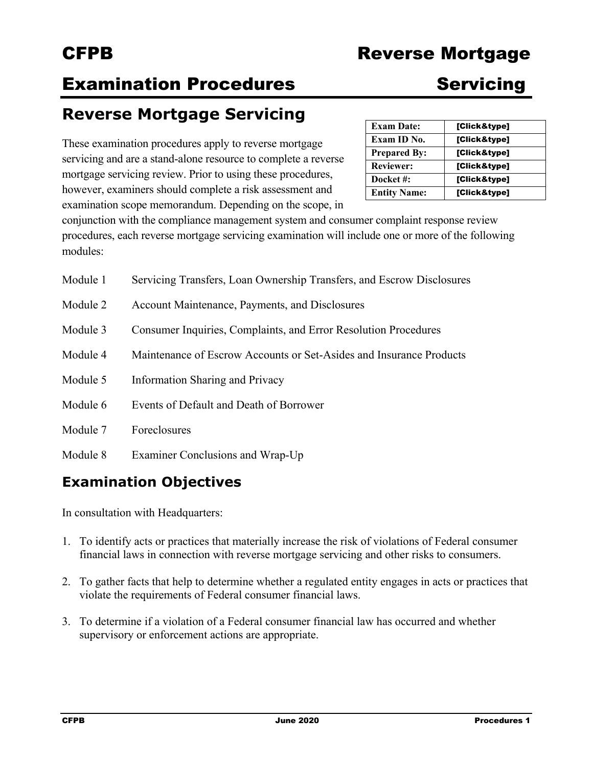# CFPB Reverse Mortgage Servicing Examination Procedures

## Reverse Mortgage Servicing

| Exam Date: | [Click&type] |
|---|---|
| Exam ID No. | [Click&type] |
| Prepared By: | [Click&type] |
| Reviewer: | [Click&type] |
| Docket #: | [Click&type] |
| Entity Name: | [Click&type] |

These examination procedures apply to reverse mortgage servicing and are a stand-alone resource to complete a reverse mortgage servicing review. Prior to using these procedures, however, examiners should complete a risk assessment and examination scope memorandum. Depending on the scope, in conjunction with the compliance management system and consumer complaint response review procedures, each reverse mortgage servicing examination will include one or more of the following modules:

- Module 1 Servicing Transfers, Loan Ownership Transfers, and Escrow Disclosures
- Module 2 Account Maintenance, Payments, and Disclosures
- Module 3 Consumer Inquiries, Complaints, and Error Resolution Procedures
- Module 4 Maintenance of Escrow Accounts or Set-Asides and Insurance Products
- Module 5 Information Sharing and Privacy
- Module 6 Events of Default and Death of Borrower
- Module 7 Foreclosures
- Module 8 Examiner Conclusions and Wrap-Up

## Examination Objectives

In consultation with Headquarters:

1. To identify acts or practices that materially increase the risk of violations of Federal consumer financial laws in connection with reverse mortgage servicing and other risks to consumers.
2. To gather facts that help to determine whether a regulated entity engages in acts or practices that violate the requirements of Federal consumer financial laws.
3. To determine if a violation of a Federal consumer financial law has occurred and whether supervisory or enforcement actions are appropriate.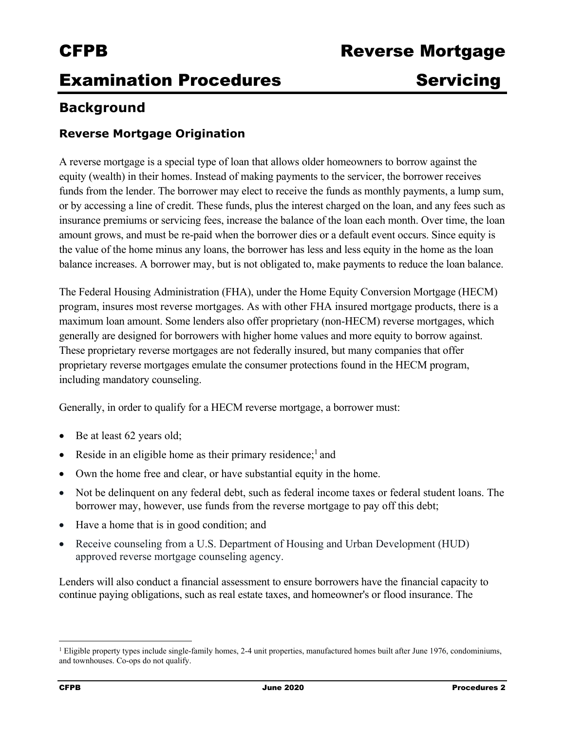# CFPB Examination Procedures — Reverse Mortgage Servicing

## Background

### Reverse Mortgage Origination

A reverse mortgage is a special type of loan that allows older homeowners to borrow against the equity (wealth) in their homes. Instead of making payments to the servicer, the borrower receives funds from the lender. The borrower may elect to receive the funds as monthly payments, a lump sum, or by accessing a line of credit. These funds, plus the interest charged on the loan, and any fees such as insurance premiums or servicing fees, increase the balance of the loan each month. Over time, the loan amount grows, and must be re-paid when the borrower dies or a default event occurs. Since equity is the value of the home minus any loans, the borrower has less and less equity in the home as the loan balance increases. A borrower may, but is not obligated to, make payments to reduce the loan balance.

The Federal Housing Administration (FHA), under the Home Equity Conversion Mortgage (HECM) program, insures most reverse mortgages. As with other FHA insured mortgage products, there is a maximum loan amount. Some lenders also offer proprietary (non-HECM) reverse mortgages, which generally are designed for borrowers with higher home values and more equity to borrow against. These proprietary reverse mortgages are not federally insured, but many companies that offer proprietary reverse mortgages emulate the consumer protections found in the HECM program, including mandatory counseling.

Generally, in order to qualify for a HECM reverse mortgage, a borrower must:

- Be at least 62 years old;
- Reside in an eligible home as their primary residence;[1] and
- Own the home free and clear, or have substantial equity in the home.
- Not be delinquent on any federal debt, such as federal income taxes or federal student loans. The borrower may, however, use funds from the reverse mortgage to pay off this debt;
- Have a home that is in good condition; and
- Receive counseling from a U.S. Department of Housing and Urban Development (HUD) approved reverse mortgage counseling agency.

Lenders will also conduct a financial assessment to ensure borrowers have the financial capacity to continue paying obligations, such as real estate taxes, and homeowner's or flood insurance. The

[1] Eligible property types include single-family homes, 2-4 unit properties, manufactured homes built after June 1976, condominiums, and townhouses. Co-ops do not qualify.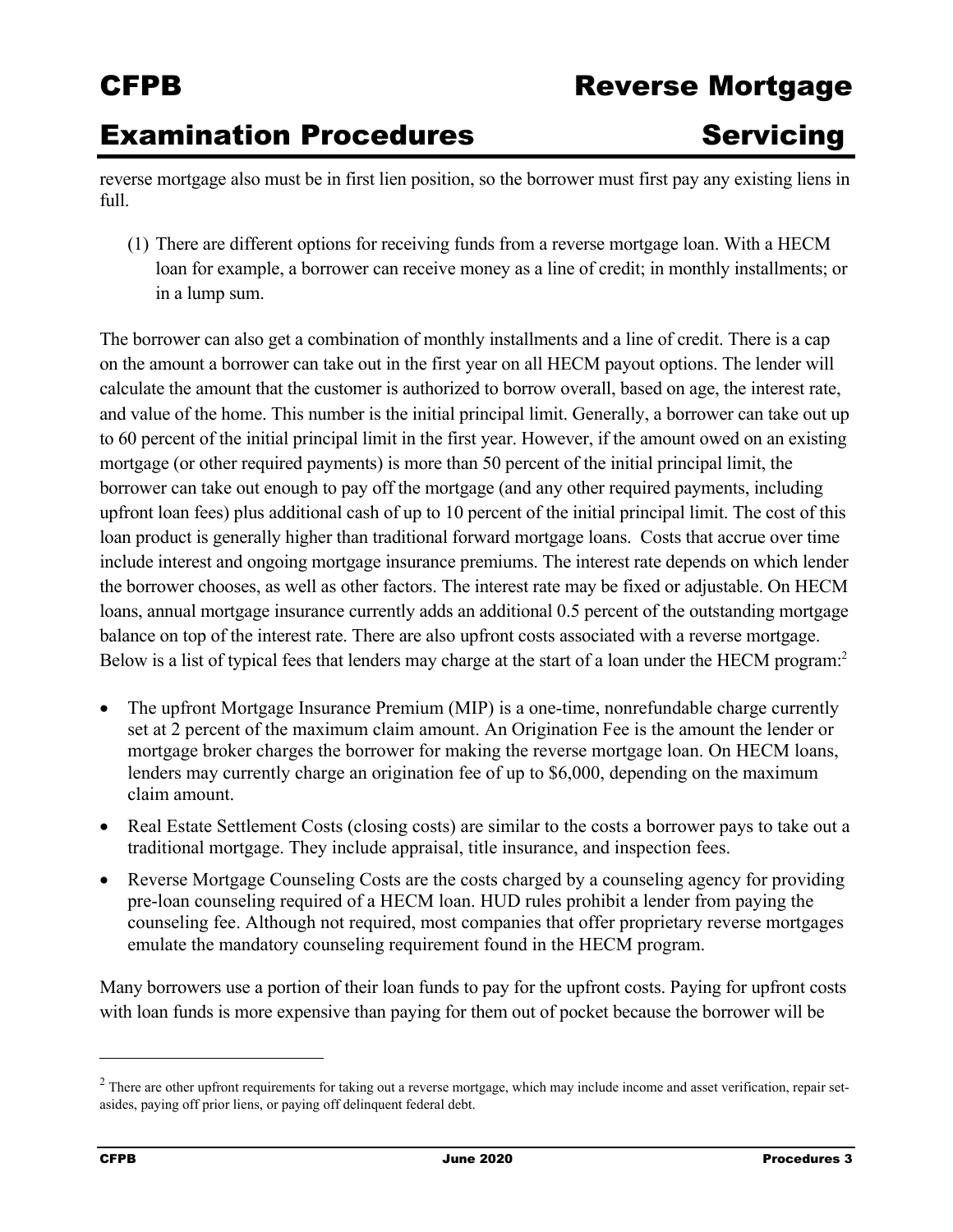reverse mortgage also must be in first lien position, so the borrower must first pay any existing liens in full.

(1) There are different options for receiving funds from a reverse mortgage loan. With a HECM loan for example, a borrower can receive money as a line of credit; in monthly installments; or in a lump sum.

The borrower can also get a combination of monthly installments and a line of credit. There is a cap on the amount a borrower can take out in the first year on all HECM payout options. The lender will calculate the amount that the customer is authorized to borrow overall, based on age, the interest rate, and value of the home. This number is the initial principal limit. Generally, a borrower can take out up to 60 percent of the initial principal limit in the first year. However, if the amount owed on an existing mortgage (or other required payments) is more than 50 percent of the initial principal limit, the borrower can take out enough to pay off the mortgage (and any other required payments, including upfront loan fees) plus additional cash of up to 10 percent of the initial principal limit. The cost of this loan product is generally higher than traditional forward mortgage loans. Costs that accrue over time include interest and ongoing mortgage insurance premiums. The interest rate depends on which lender the borrower chooses, as well as other factors. The interest rate may be fixed or adjustable. On HECM loans, annual mortgage insurance currently adds an additional 0.5 percent of the outstanding mortgage balance on top of the interest rate. There are also upfront costs associated with a reverse mortgage. Below is a list of typical fees that lenders may charge at the start of a loan under the HECM program:[2]

- The upfront Mortgage Insurance Premium (MIP) is a one-time, nonrefundable charge currently set at 2 percent of the maximum claim amount. An Origination Fee is the amount the lender or mortgage broker charges the borrower for making the reverse mortgage loan. On HECM loans, lenders may currently charge an origination fee of up to $6,000, depending on the maximum claim amount.
- Real Estate Settlement Costs (closing costs) are similar to the costs a borrower pays to take out a traditional mortgage. They include appraisal, title insurance, and inspection fees.
- Reverse Mortgage Counseling Costs are the costs charged by a counseling agency for providing pre-loan counseling required of a HECM loan. HUD rules prohibit a lender from paying the counseling fee. Although not required, most companies that offer proprietary reverse mortgages emulate the mandatory counseling requirement found in the HECM program.

Many borrowers use a portion of their loan funds to pay for the upfront costs. Paying for upfront costs with loan funds is more expensive than paying for them out of pocket because the borrower will be

[2] There are other upfront requirements for taking out a reverse mortgage, which may include income and asset verification, repair set-asides, paying off prior liens, or paying off delinquent federal debt.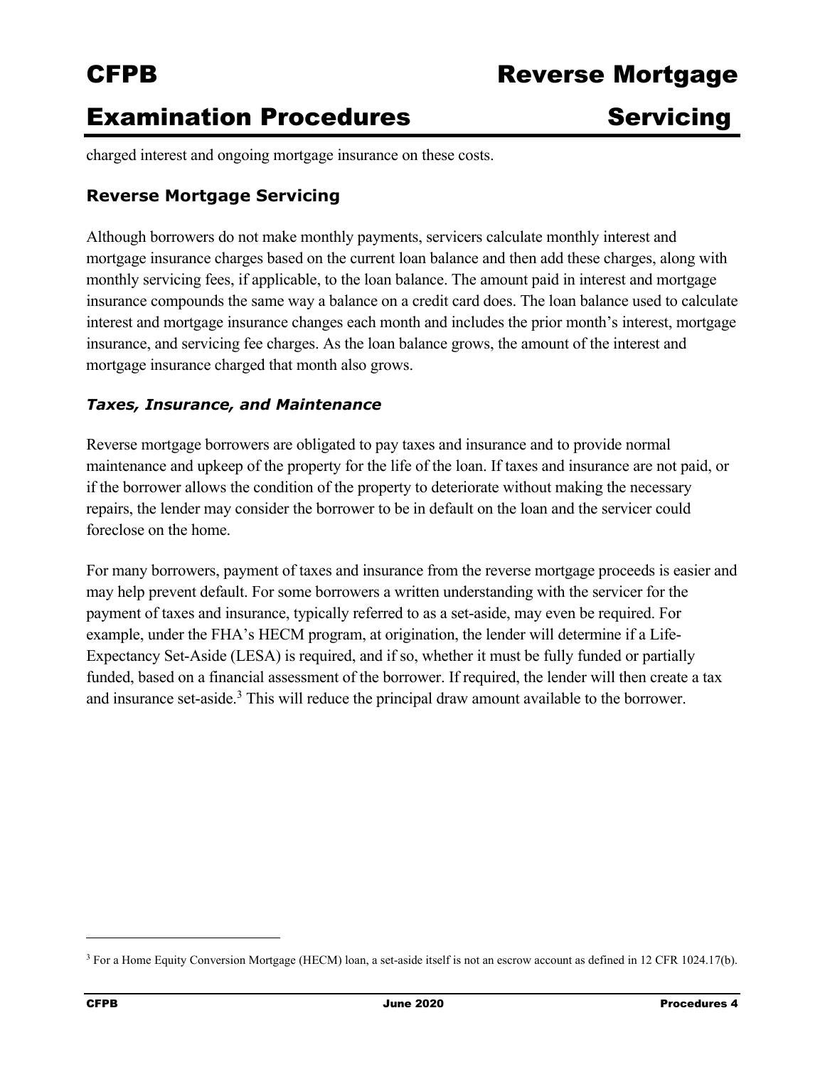charged interest and ongoing mortgage insurance on these costs.

## Reverse Mortgage Servicing

Although borrowers do not make monthly payments, servicers calculate monthly interest and mortgage insurance charges based on the current loan balance and then add these charges, along with monthly servicing fees, if applicable, to the loan balance. The amount paid in interest and mortgage insurance compounds the same way a balance on a credit card does. The loan balance used to calculate interest and mortgage insurance changes each month and includes the prior month's interest, mortgage insurance, and servicing fee charges. As the loan balance grows, the amount of the interest and mortgage insurance charged that month also grows.

### *Taxes, Insurance, and Maintenance*

Reverse mortgage borrowers are obligated to pay taxes and insurance and to provide normal maintenance and upkeep of the property for the life of the loan. If taxes and insurance are not paid, or if the borrower allows the condition of the property to deteriorate without making the necessary repairs, the lender may consider the borrower to be in default on the loan and the servicer could foreclose on the home.

For many borrowers, payment of taxes and insurance from the reverse mortgage proceeds is easier and may help prevent default. For some borrowers a written understanding with the servicer for the payment of taxes and insurance, typically referred to as a set-aside, may even be required. For example, under the FHA's HECM program, at origination, the lender will determine if a Life-Expectancy Set-Aside (LESA) is required, and if so, whether it must be fully funded or partially funded, based on a financial assessment of the borrower. If required, the lender will then create a tax and insurance set-aside.[3] This will reduce the principal draw amount available to the borrower.

[3] For a Home Equity Conversion Mortgage (HECM) loan, a set-aside itself is not an escrow account as defined in 12 CFR 1024.17(b).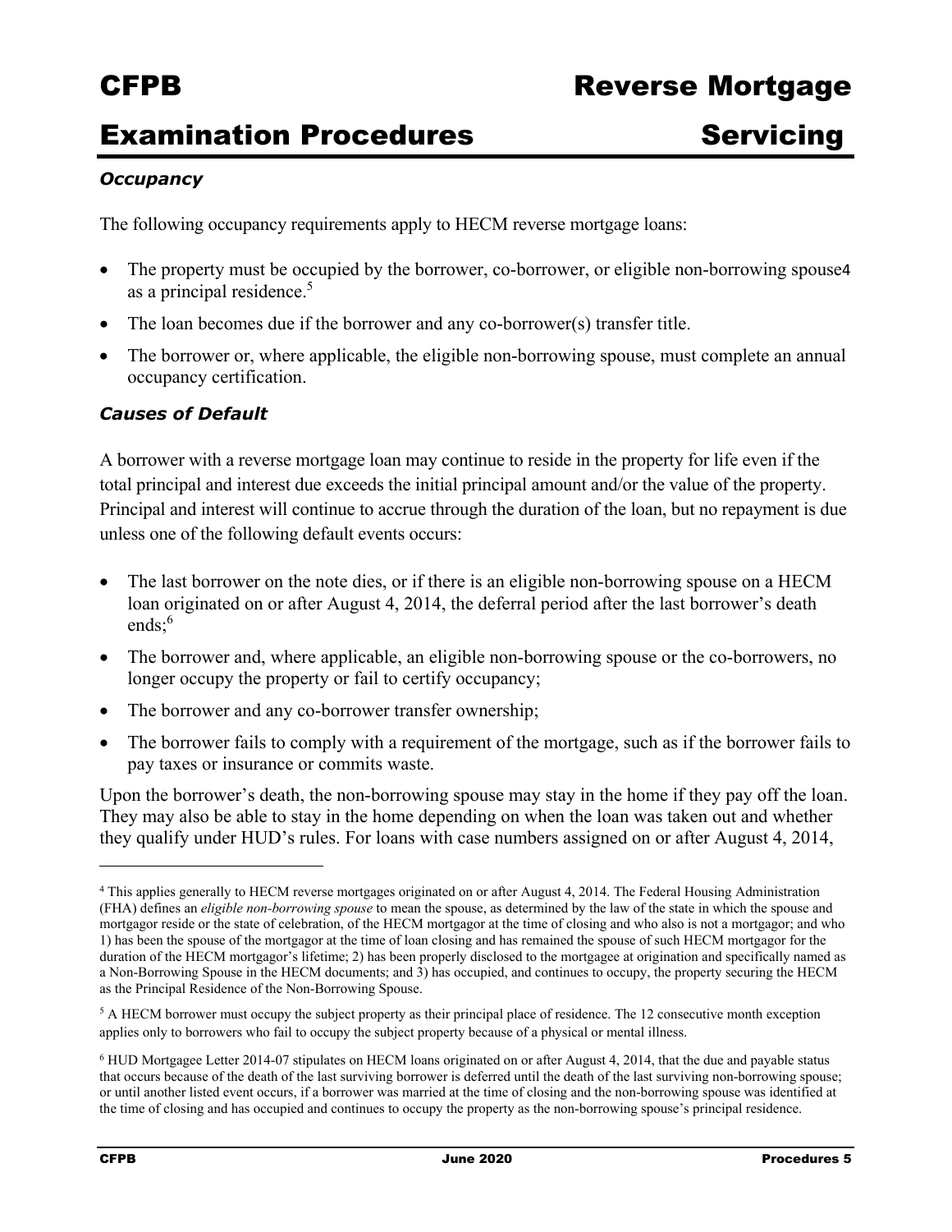### *Occupancy*

The following occupancy requirements apply to HECM reverse mortgage loans:

- The property must be occupied by the borrower, co-borrower, or eligible non-borrowing spouse[4] as a principal residence.[5]
- The loan becomes due if the borrower and any co-borrower(s) transfer title.
- The borrower or, where applicable, the eligible non-borrowing spouse, must complete an annual occupancy certification.

### *Causes of Default*

A borrower with a reverse mortgage loan may continue to reside in the property for life even if the total principal and interest due exceeds the initial principal amount and/or the value of the property. Principal and interest will continue to accrue through the duration of the loan, but no repayment is due unless one of the following default events occurs:

- The last borrower on the note dies, or if there is an eligible non-borrowing spouse on a HECM loan originated on or after August 4, 2014, the deferral period after the last borrower's death ends;[6]
- The borrower and, where applicable, an eligible non-borrowing spouse or the co-borrowers, no longer occupy the property or fail to certify occupancy;
- The borrower and any co-borrower transfer ownership;
- The borrower fails to comply with a requirement of the mortgage, such as if the borrower fails to pay taxes or insurance or commits waste.

Upon the borrower's death, the non-borrowing spouse may stay in the home if they pay off the loan. They may also be able to stay in the home depending on when the loan was taken out and whether they qualify under HUD's rules. For loans with case numbers assigned on or after August 4, 2014,

---

[4] This applies generally to HECM reverse mortgages originated on or after August 4, 2014. The Federal Housing Administration (FHA) defines an *eligible non-borrowing spouse* to mean the spouse, as determined by the law of the state in which the spouse and mortgagor reside or the state of celebration, of the HECM mortgagor at the time of closing and who also is not a mortgagor; and who 1) has been the spouse of the mortgagor at the time of loan closing and has remained the spouse of such HECM mortgagor for the duration of the HECM mortgagor's lifetime; 2) has been properly disclosed to the mortgagee at origination and specifically named as a Non-Borrowing Spouse in the HECM documents; and 3) has occupied, and continues to occupy, the property securing the HECM as the Principal Residence of the Non-Borrowing Spouse.

[5] A HECM borrower must occupy the subject property as their principal place of residence. The 12 consecutive month exception applies only to borrowers who fail to occupy the subject property because of a physical or mental illness.

[6] HUD Mortgagee Letter 2014-07 stipulates on HECM loans originated on or after August 4, 2014, that the due and payable status that occurs because of the death of the last surviving borrower is deferred until the death of the last surviving non-borrowing spouse; or until another listed event occurs, if a borrower was married at the time of closing and the non-borrowing spouse was identified at the time of closing and has occupied and continues to occupy the property as the non-borrowing spouse's principal residence.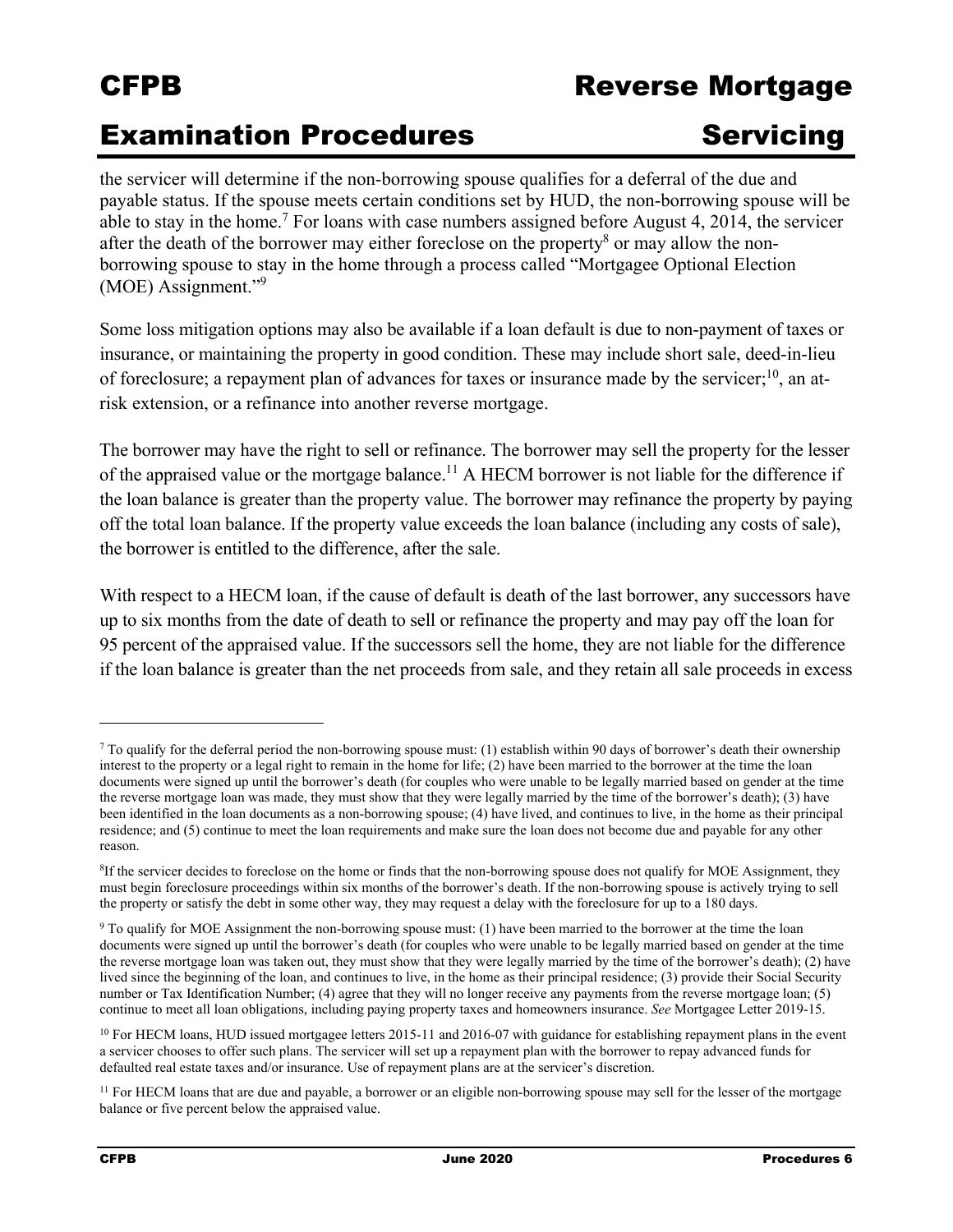the servicer will determine if the non-borrowing spouse qualifies for a deferral of the due and payable status. If the spouse meets certain conditions set by HUD, the non-borrowing spouse will be able to stay in the home.[7] For loans with case numbers assigned before August 4, 2014, the servicer after the death of the borrower may either foreclose on the property[8] or may allow the non-borrowing spouse to stay in the home through a process called "Mortgagee Optional Election (MOE) Assignment."[9]

Some loss mitigation options may also be available if a loan default is due to non-payment of taxes or insurance, or maintaining the property in good condition. These may include short sale, deed-in-lieu of foreclosure; a repayment plan of advances for taxes or insurance made by the servicer;[10], an at-risk extension, or a refinance into another reverse mortgage.

The borrower may have the right to sell or refinance. The borrower may sell the property for the lesser of the appraised value or the mortgage balance.[11] A HECM borrower is not liable for the difference if the loan balance is greater than the property value. The borrower may refinance the property by paying off the total loan balance. If the property value exceeds the loan balance (including any costs of sale), the borrower is entitled to the difference, after the sale.

With respect to a HECM loan, if the cause of default is death of the last borrower, any successors have up to six months from the date of death to sell or refinance the property and may pay off the loan for 95 percent of the appraised value. If the successors sell the home, they are not liable for the difference if the loan balance is greater than the net proceeds from sale, and they retain all sale proceeds in excess

---

[7] To qualify for the deferral period the non-borrowing spouse must: (1) establish within 90 days of borrower's death their ownership interest to the property or a legal right to remain in the home for life; (2) have been married to the borrower at the time the loan documents were signed up until the borrower's death (for couples who were unable to be legally married based on gender at the time the reverse mortgage loan was made, they must show that they were legally married by the time of the borrower's death); (3) have been identified in the loan documents as a non-borrowing spouse; (4) have lived, and continues to live, in the home as their principal residence; and (5) continue to meet the loan requirements and make sure the loan does not become due and payable for any other reason.

[8] If the servicer decides to foreclose on the home or finds that the non-borrowing spouse does not qualify for MOE Assignment, they must begin foreclosure proceedings within six months of the borrower's death. If the non-borrowing spouse is actively trying to sell the property or satisfy the debt in some other way, they may request a delay with the foreclosure for up to a 180 days.

[9] To qualify for MOE Assignment the non-borrowing spouse must: (1) have been married to the borrower at the time the loan documents were signed up until the borrower's death (for couples who were unable to be legally married based on gender at the time the reverse mortgage loan was taken out, they must show that they were legally married by the time of the borrower's death); (2) have lived since the beginning of the loan, and continues to live, in the home as their principal residence; (3) provide their Social Security number or Tax Identification Number; (4) agree that they will no longer receive any payments from the reverse mortgage loan; (5) continue to meet all loan obligations, including paying property taxes and homeowners insurance. *See* Mortgagee Letter 2019-15.

[10] For HECM loans, HUD issued mortgagee letters 2015-11 and 2016-07 with guidance for establishing repayment plans in the event a servicer chooses to offer such plans. The servicer will set up a repayment plan with the borrower to repay advanced funds for defaulted real estate taxes and/or insurance. Use of repayment plans are at the servicer's discretion.

[11] For HECM loans that are due and payable, a borrower or an eligible non-borrowing spouse may sell for the lesser of the mortgage balance or five percent below the appraised value.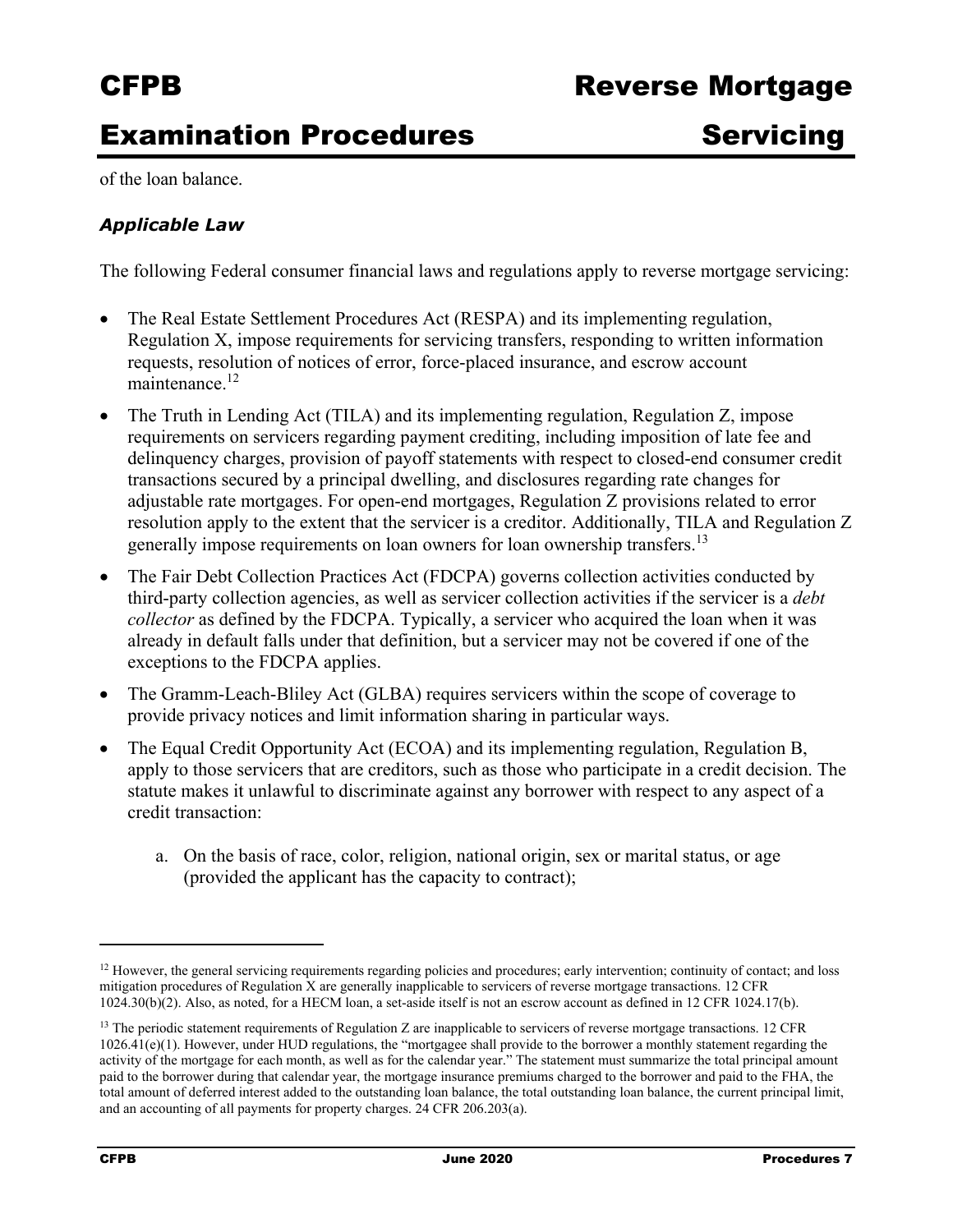of the loan balance.

### *Applicable Law*

The following Federal consumer financial laws and regulations apply to reverse mortgage servicing:

- The Real Estate Settlement Procedures Act (RESPA) and its implementing regulation, Regulation X, impose requirements for servicing transfers, responding to written information requests, resolution of notices of error, force-placed insurance, and escrow account maintenance.[12]
- The Truth in Lending Act (TILA) and its implementing regulation, Regulation Z, impose requirements on servicers regarding payment crediting, including imposition of late fee and delinquency charges, provision of payoff statements with respect to closed-end consumer credit transactions secured by a principal dwelling, and disclosures regarding rate changes for adjustable rate mortgages. For open-end mortgages, Regulation Z provisions related to error resolution apply to the extent that the servicer is a creditor. Additionally, TILA and Regulation Z generally impose requirements on loan owners for loan ownership transfers.[13]
- The Fair Debt Collection Practices Act (FDCPA) governs collection activities conducted by third-party collection agencies, as well as servicer collection activities if the servicer is a *debt collector* as defined by the FDCPA. Typically, a servicer who acquired the loan when it was already in default falls under that definition, but a servicer may not be covered if one of the exceptions to the FDCPA applies.
- The Gramm-Leach-Bliley Act (GLBA) requires servicers within the scope of coverage to provide privacy notices and limit information sharing in particular ways.
- The Equal Credit Opportunity Act (ECOA) and its implementing regulation, Regulation B, apply to those servicers that are creditors, such as those who participate in a credit decision. The statute makes it unlawful to discriminate against any borrower with respect to any aspect of a credit transaction:

    a. On the basis of race, color, religion, national origin, sex or marital status, or age (provided the applicant has the capacity to contract);

---

[12] However, the general servicing requirements regarding policies and procedures; early intervention; continuity of contact; and loss mitigation procedures of Regulation X are generally inapplicable to servicers of reverse mortgage transactions. 12 CFR 1024.30(b)(2). Also, as noted, for a HECM loan, a set-aside itself is not an escrow account as defined in 12 CFR 1024.17(b).

[13] The periodic statement requirements of Regulation Z are inapplicable to servicers of reverse mortgage transactions. 12 CFR 1026.41(e)(1). However, under HUD regulations, the "mortgagee shall provide to the borrower a monthly statement regarding the activity of the mortgage for each month, as well as for the calendar year." The statement must summarize the total principal amount paid to the borrower during that calendar year, the mortgage insurance premiums charged to the borrower and paid to the FHA, the total amount of deferred interest added to the outstanding loan balance, the total outstanding loan balance, the current principal limit, and an accounting of all payments for property charges. 24 CFR 206.203(a).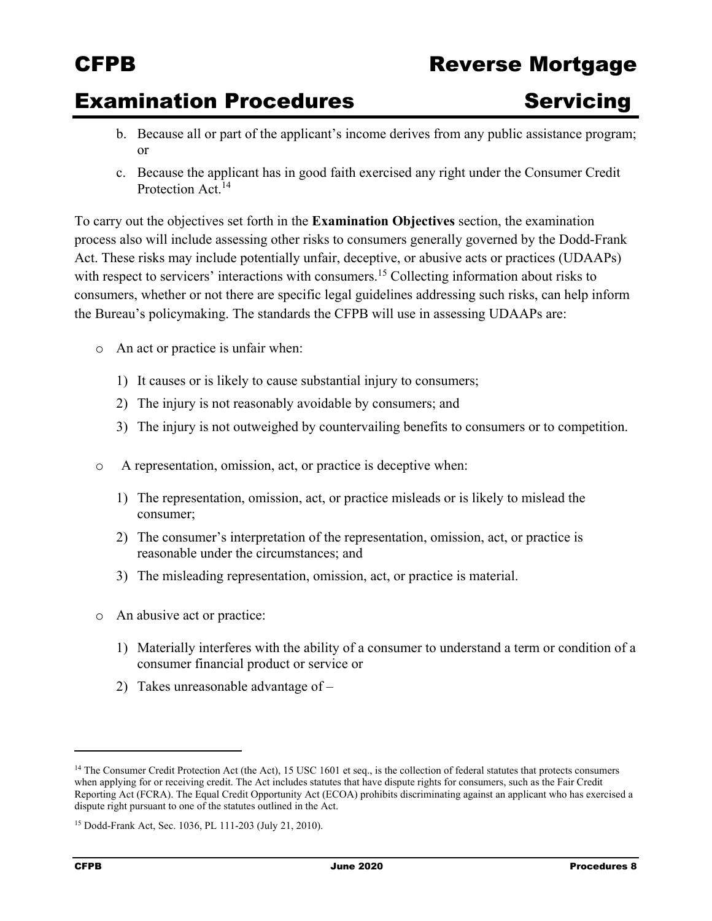b. Because all or part of the applicant's income derives from any public assistance program; or

c. Because the applicant has in good faith exercised any right under the Consumer Credit Protection Act.[14]

To carry out the objectives set forth in the **Examination Objectives** section, the examination process also will include assessing other risks to consumers generally governed by the Dodd-Frank Act. These risks may include potentially unfair, deceptive, or abusive acts or practices (UDAAPs) with respect to servicers' interactions with consumers.[15] Collecting information about risks to consumers, whether or not there are specific legal guidelines addressing such risks, can help inform the Bureau's policymaking. The standards the CFPB will use in assessing UDAAPs are:

- An act or practice is unfair when:
  1) It causes or is likely to cause substantial injury to consumers;
  2) The injury is not reasonably avoidable by consumers; and
  3) The injury is not outweighed by countervailing benefits to consumers or to competition.

- A representation, omission, act, or practice is deceptive when:
  1) The representation, omission, act, or practice misleads or is likely to mislead the consumer;
  2) The consumer's interpretation of the representation, omission, act, or practice is reasonable under the circumstances; and
  3) The misleading representation, omission, act, or practice is material.

- An abusive act or practice:
  1) Materially interferes with the ability of a consumer to understand a term or condition of a consumer financial product or service or
  2) Takes unreasonable advantage of –

---

[14] The Consumer Credit Protection Act (the Act), 15 USC 1601 et seq., is the collection of federal statutes that protects consumers when applying for or receiving credit. The Act includes statutes that have dispute rights for consumers, such as the Fair Credit Reporting Act (FCRA). The Equal Credit Opportunity Act (ECOA) prohibits discriminating against an applicant who has exercised a dispute right pursuant to one of the statutes outlined in the Act.

[15] Dodd-Frank Act, Sec. 1036, PL 111-203 (July 21, 2010).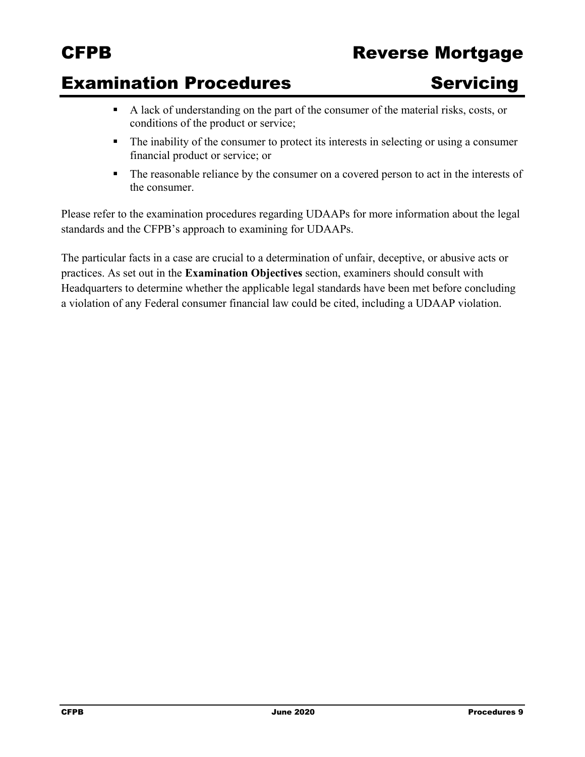- A lack of understanding on the part of the consumer of the material risks, costs, or conditions of the product or service;
- The inability of the consumer to protect its interests in selecting or using a consumer financial product or service; or
- The reasonable reliance by the consumer on a covered person to act in the interests of the consumer.

Please refer to the examination procedures regarding UDAAPs for more information about the legal standards and the CFPB's approach to examining for UDAAPs.

The particular facts in a case are crucial to a determination of unfair, deceptive, or abusive acts or practices. As set out in the **Examination Objectives** section, examiners should consult with Headquarters to determine whether the applicable legal standards have been met before concluding a violation of any Federal consumer financial law could be cited, including a UDAAP violation.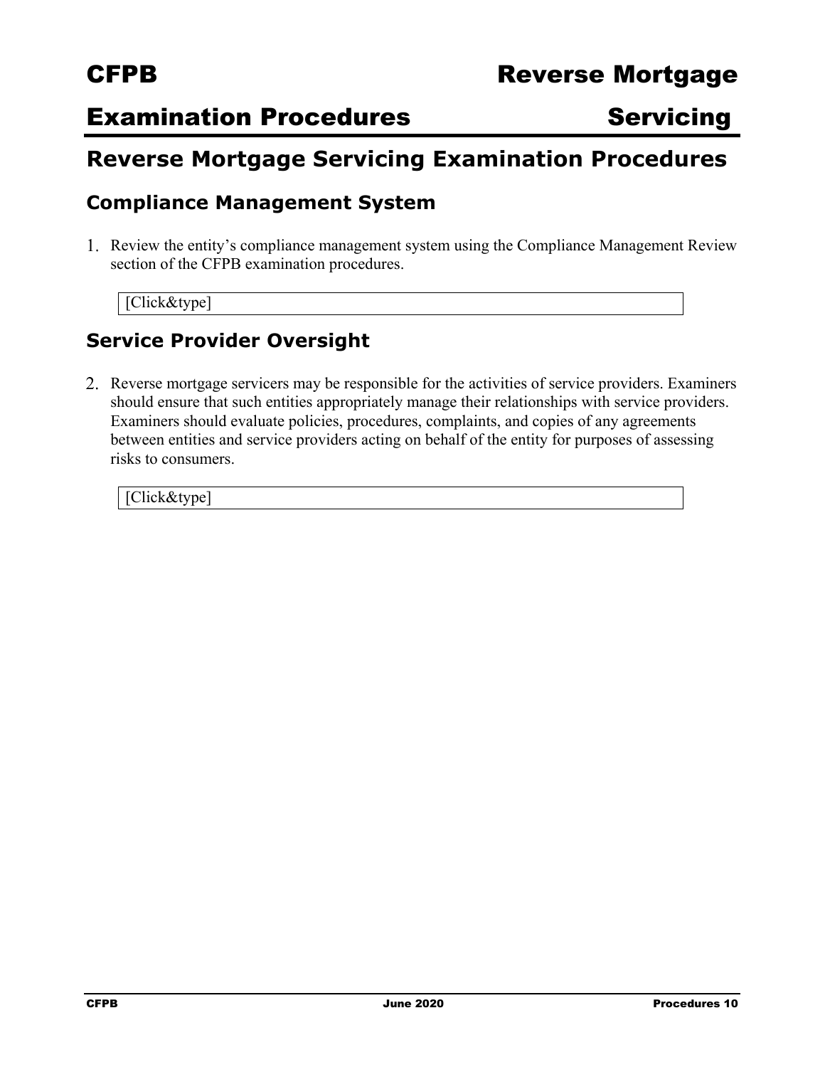# Reverse Mortgage Servicing Examination Procedures

## Compliance Management System

1. Review the entity's compliance management system using the Compliance Management Review section of the CFPB examination procedures.

   [Click&type]

## Service Provider Oversight

2. Reverse mortgage servicers may be responsible for the activities of service providers. Examiners should ensure that such entities appropriately manage their relationships with service providers. Examiners should evaluate policies, procedures, complaints, and copies of any agreements between entities and service providers acting on behalf of the entity for purposes of assessing risks to consumers.

   [Click&type]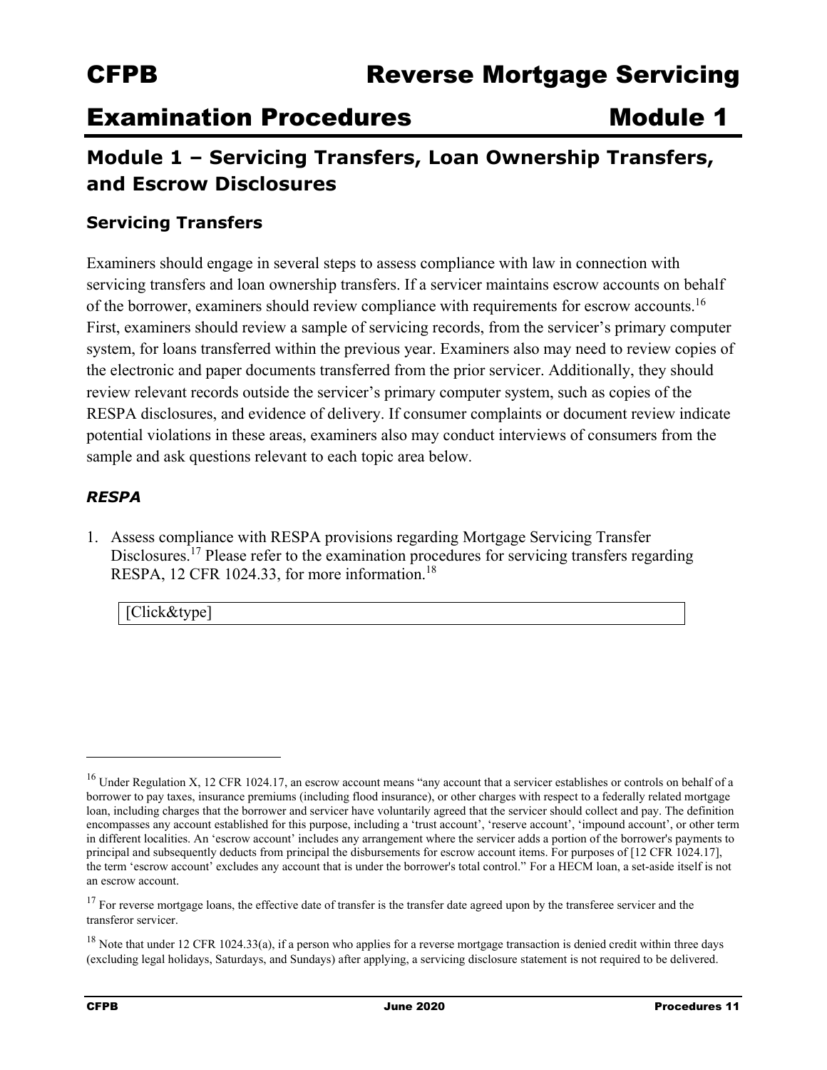## Module 1 – Servicing Transfers, Loan Ownership Transfers, and Escrow Disclosures

### Servicing Transfers

Examiners should engage in several steps to assess compliance with law in connection with servicing transfers and loan ownership transfers. If a servicer maintains escrow accounts on behalf of the borrower, examiners should review compliance with requirements for escrow accounts.[16] First, examiners should review a sample of servicing records, from the servicer's primary computer system, for loans transferred within the previous year. Examiners also may need to review copies of the electronic and paper documents transferred from the prior servicer. Additionally, they should review relevant records outside the servicer's primary computer system, such as copies of the RESPA disclosures, and evidence of delivery. If consumer complaints or document review indicate potential violations in these areas, examiners also may conduct interviews of consumers from the sample and ask questions relevant to each topic area below.

#### *RESPA*

1. Assess compliance with RESPA provisions regarding Mortgage Servicing Transfer Disclosures.[17] Please refer to the examination procedures for servicing transfers regarding RESPA, 12 CFR 1024.33, for more information.[18]

[Click&type]

---

[16] Under Regulation X, 12 CFR 1024.17, an escrow account means "any account that a servicer establishes or controls on behalf of a borrower to pay taxes, insurance premiums (including flood insurance), or other charges with respect to a federally related mortgage loan, including charges that the borrower and servicer have voluntarily agreed that the servicer should collect and pay. The definition encompasses any account established for this purpose, including a 'trust account', 'reserve account', 'impound account', or other term in different localities. An 'escrow account' includes any arrangement where the servicer adds a portion of the borrower's payments to principal and subsequently deducts from principal the disbursements for escrow account items. For purposes of [12 CFR 1024.17], the term 'escrow account' excludes any account that is under the borrower's total control." For a HECM loan, a set-aside itself is not an escrow account.

[17] For reverse mortgage loans, the effective date of transfer is the transfer date agreed upon by the transferee servicer and the transferor servicer.

[18] Note that under 12 CFR 1024.33(a), if a person who applies for a reverse mortgage transaction is denied credit within three days (excluding legal holidays, Saturdays, and Sundays) after applying, a servicing disclosure statement is not required to be delivered.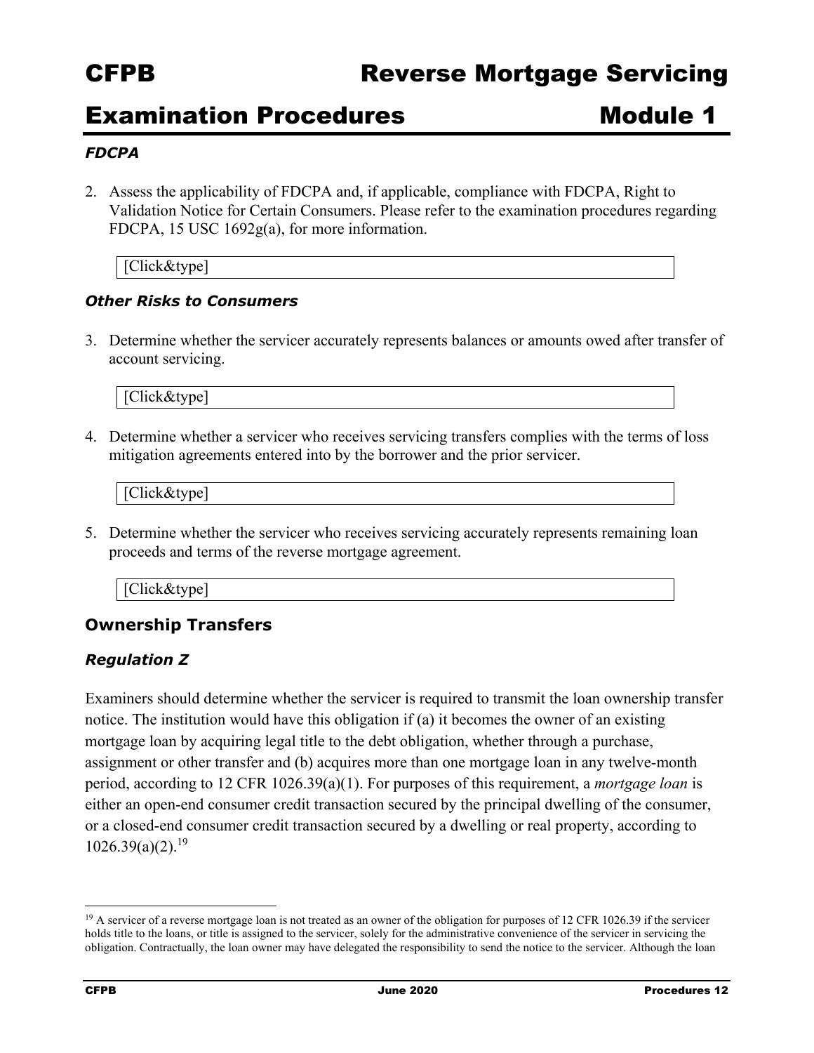### *FDCPA*

2. Assess the applicability of FDCPA and, if applicable, compliance with FDCPA, Right to Validation Notice for Certain Consumers. Please refer to the examination procedures regarding FDCPA, 15 USC 1692g(a), for more information.

   [Click&type]

### *Other Risks to Consumers*

3. Determine whether the servicer accurately represents balances or amounts owed after transfer of account servicing.

   [Click&type]

4. Determine whether a servicer who receives servicing transfers complies with the terms of loss mitigation agreements entered into by the borrower and the prior servicer.

   [Click&type]

5. Determine whether the servicer who receives servicing accurately represents remaining loan proceeds and terms of the reverse mortgage agreement.

   [Click&type]

## Ownership Transfers

### *Regulation Z*

Examiners should determine whether the servicer is required to transmit the loan ownership transfer notice. The institution would have this obligation if (a) it becomes the owner of an existing mortgage loan by acquiring legal title to the debt obligation, whether through a purchase, assignment or other transfer and (b) acquires more than one mortgage loan in any twelve-month period, according to 12 CFR 1026.39(a)(1). For purposes of this requirement, a *mortgage loan* is either an open-end consumer credit transaction secured by the principal dwelling of the consumer, or a closed-end consumer credit transaction secured by a dwelling or real property, according to 1026.39(a)(2).[19]

[19] A servicer of a reverse mortgage loan is not treated as an owner of the obligation for purposes of 12 CFR 1026.39 if the servicer holds title to the loans, or title is assigned to the servicer, solely for the administrative convenience of the servicer in servicing the obligation. Contractually, the loan owner may have delegated the responsibility to send the notice to the servicer. Although the loan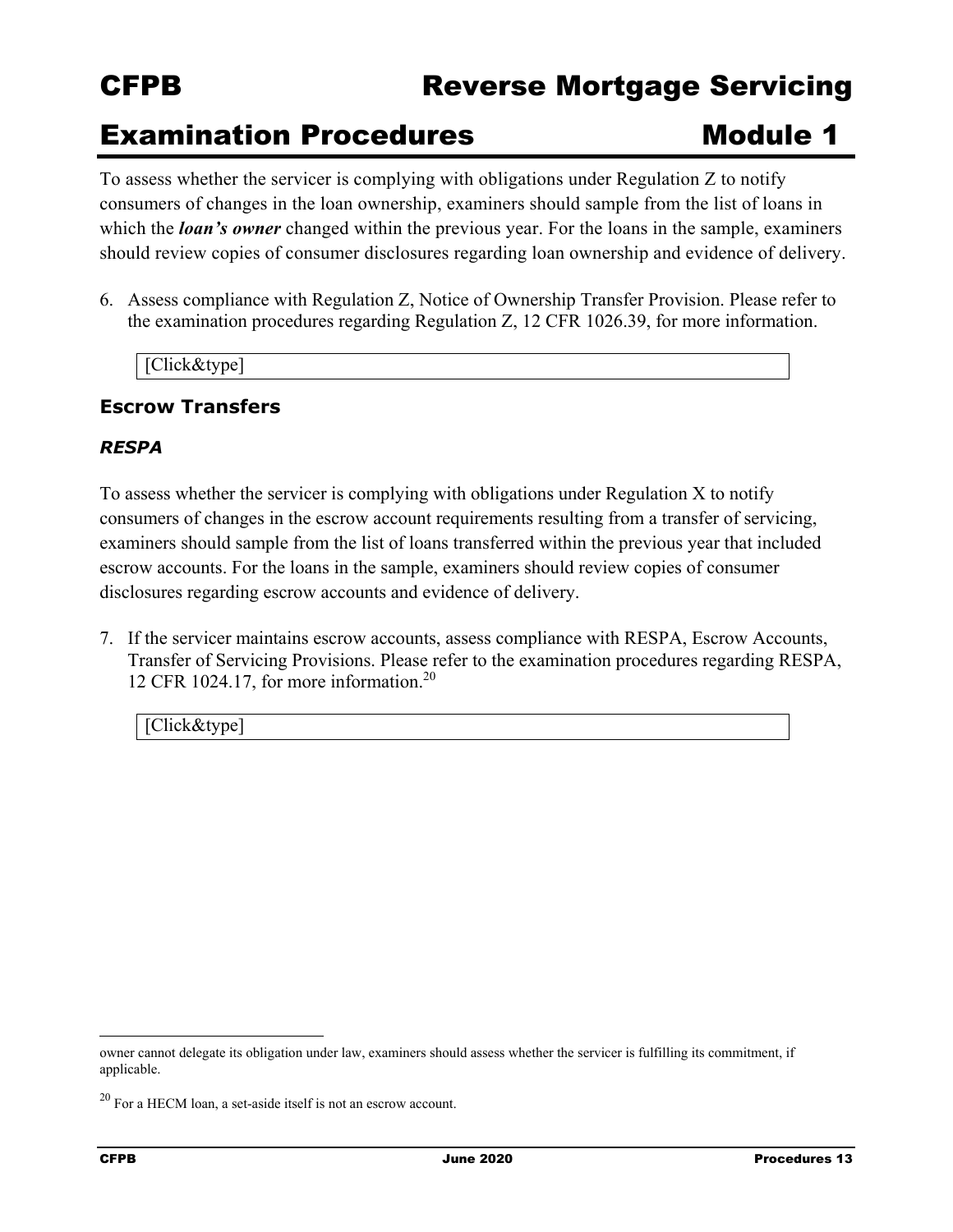To assess whether the servicer is complying with obligations under Regulation Z to notify consumers of changes in the loan ownership, examiners should sample from the list of loans in which the ***loan's owner*** changed within the previous year. For the loans in the sample, examiners should review copies of consumer disclosures regarding loan ownership and evidence of delivery.

6. Assess compliance with Regulation Z, Notice of Ownership Transfer Provision. Please refer to the examination procedures regarding Regulation Z, 12 CFR 1026.39, for more information.

[Click&type]

### Escrow Transfers

#### *RESPA*

To assess whether the servicer is complying with obligations under Regulation X to notify consumers of changes in the escrow account requirements resulting from a transfer of servicing, examiners should sample from the list of loans transferred within the previous year that included escrow accounts. For the loans in the sample, examiners should review copies of consumer disclosures regarding escrow accounts and evidence of delivery.

7. If the servicer maintains escrow accounts, assess compliance with RESPA, Escrow Accounts, Transfer of Servicing Provisions. Please refer to the examination procedures regarding RESPA, 12 CFR 1024.17, for more information.[20]

[Click&type]

---

owner cannot delegate its obligation under law, examiners should assess whether the servicer is fulfilling its commitment, if applicable.

[20] For a HECM loan, a set-aside itself is not an escrow account.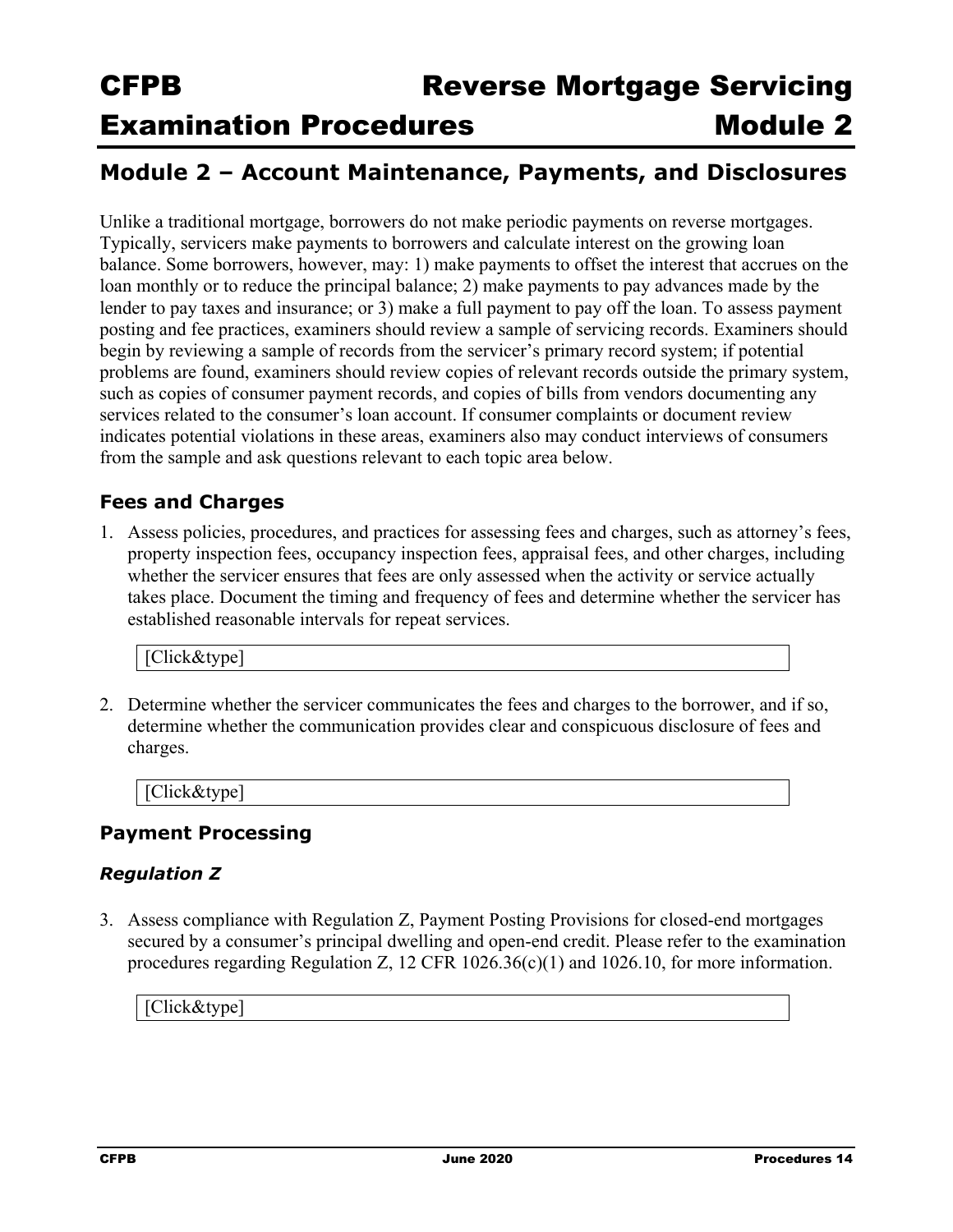## Module 2 – Account Maintenance, Payments, and Disclosures

Unlike a traditional mortgage, borrowers do not make periodic payments on reverse mortgages. Typically, servicers make payments to borrowers and calculate interest on the growing loan balance. Some borrowers, however, may: 1) make payments to offset the interest that accrues on the loan monthly or to reduce the principal balance; 2) make payments to pay advances made by the lender to pay taxes and insurance; or 3) make a full payment to pay off the loan. To assess payment posting and fee practices, examiners should review a sample of servicing records. Examiners should begin by reviewing a sample of records from the servicer's primary record system; if potential problems are found, examiners should review copies of relevant records outside the primary system, such as copies of consumer payment records, and copies of bills from vendors documenting any services related to the consumer's loan account. If consumer complaints or document review indicates potential violations in these areas, examiners also may conduct interviews of consumers from the sample and ask questions relevant to each topic area below.

### Fees and Charges

1. Assess policies, procedures, and practices for assessing fees and charges, such as attorney's fees, property inspection fees, occupancy inspection fees, appraisal fees, and other charges, including whether the servicer ensures that fees are only assessed when the activity or service actually takes place. Document the timing and frequency of fees and determine whether the servicer has established reasonable intervals for repeat services.

   [Click&type]

2. Determine whether the servicer communicates the fees and charges to the borrower, and if so, determine whether the communication provides clear and conspicuous disclosure of fees and charges.

   [Click&type]

### Payment Processing

#### *Regulation Z*

3. Assess compliance with Regulation Z, Payment Posting Provisions for closed-end mortgages secured by a consumer's principal dwelling and open-end credit. Please refer to the examination procedures regarding Regulation Z, 12 CFR 1026.36(c)(1) and 1026.10, for more information.

   [Click&type]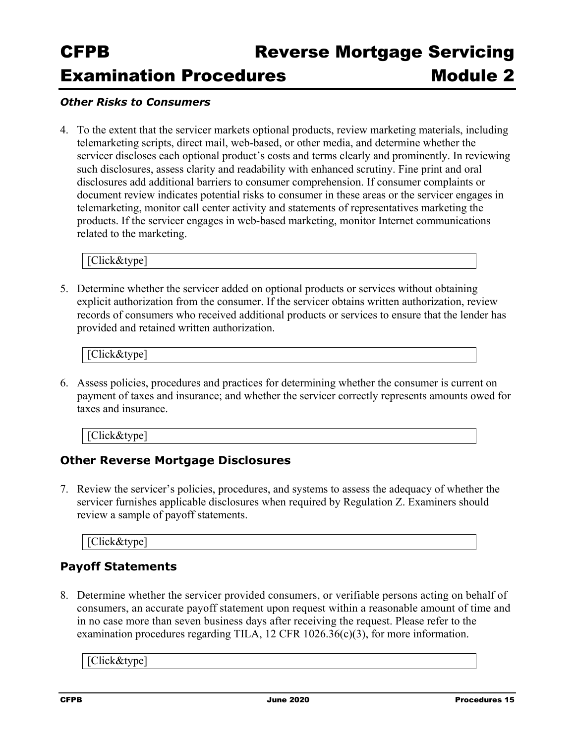### *Other Risks to Consumers*

4. To the extent that the servicer markets optional products, review marketing materials, including telemarketing scripts, direct mail, web-based, or other media, and determine whether the servicer discloses each optional product's costs and terms clearly and prominently. In reviewing such disclosures, assess clarity and readability with enhanced scrutiny. Fine print and oral disclosures add additional barriers to consumer comprehension. If consumer complaints or document review indicates potential risks to consumer in these areas or the servicer engages in telemarketing, monitor call center activity and statements of representatives marketing the products. If the servicer engages in web-based marketing, monitor Internet communications related to the marketing.

   [Click&type]

5. Determine whether the servicer added on optional products or services without obtaining explicit authorization from the consumer. If the servicer obtains written authorization, review records of consumers who received additional products or services to ensure that the lender has provided and retained written authorization.

   [Click&type]

6. Assess policies, procedures and practices for determining whether the consumer is current on payment of taxes and insurance; and whether the servicer correctly represents amounts owed for taxes and insurance.

   [Click&type]

## Other Reverse Mortgage Disclosures

7. Review the servicer's policies, procedures, and systems to assess the adequacy of whether the servicer furnishes applicable disclosures when required by Regulation Z. Examiners should review a sample of payoff statements.

   [Click&type]

## Payoff Statements

8. Determine whether the servicer provided consumers, or verifiable persons acting on behalf of consumers, an accurate payoff statement upon request within a reasonable amount of time and in no case more than seven business days after receiving the request. Please refer to the examination procedures regarding TILA, 12 CFR 1026.36(c)(3), for more information.

   [Click&type]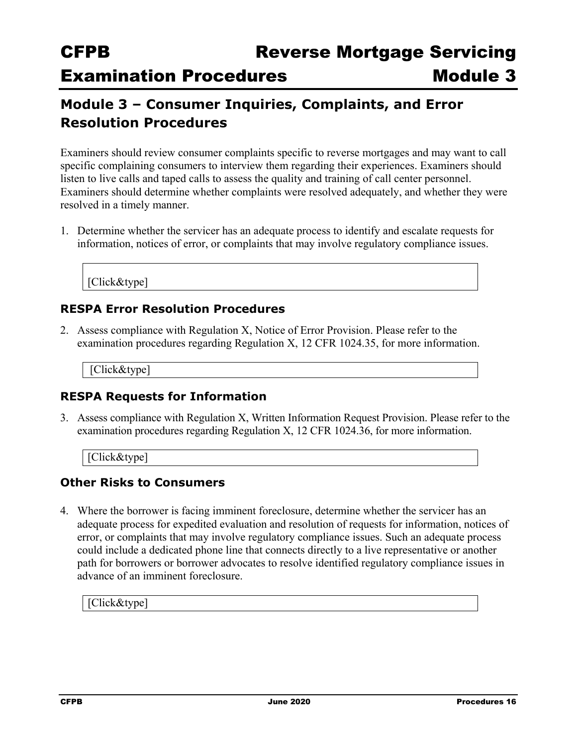## Module 3 – Consumer Inquiries, Complaints, and Error Resolution Procedures

Examiners should review consumer complaints specific to reverse mortgages and may want to call specific complaining consumers to interview them regarding their experiences. Examiners should listen to live calls and taped calls to assess the quality and training of call center personnel. Examiners should determine whether complaints were resolved adequately, and whether they were resolved in a timely manner.

1. Determine whether the servicer has an adequate process to identify and escalate requests for information, notices of error, or complaints that may involve regulatory compliance issues.

   [Click&type]

### RESPA Error Resolution Procedures

2. Assess compliance with Regulation X, Notice of Error Provision. Please refer to the examination procedures regarding Regulation X, 12 CFR 1024.35, for more information.

   [Click&type]

### RESPA Requests for Information

3. Assess compliance with Regulation X, Written Information Request Provision. Please refer to the examination procedures regarding Regulation X, 12 CFR 1024.36, for more information.

   [Click&type]

### Other Risks to Consumers

4. Where the borrower is facing imminent foreclosure, determine whether the servicer has an adequate process for expedited evaluation and resolution of requests for information, notices of error, or complaints that may involve regulatory compliance issues. Such an adequate process could include a dedicated phone line that connects directly to a live representative or another path for borrowers or borrower advocates to resolve identified regulatory compliance issues in advance of an imminent foreclosure.

   [Click&type]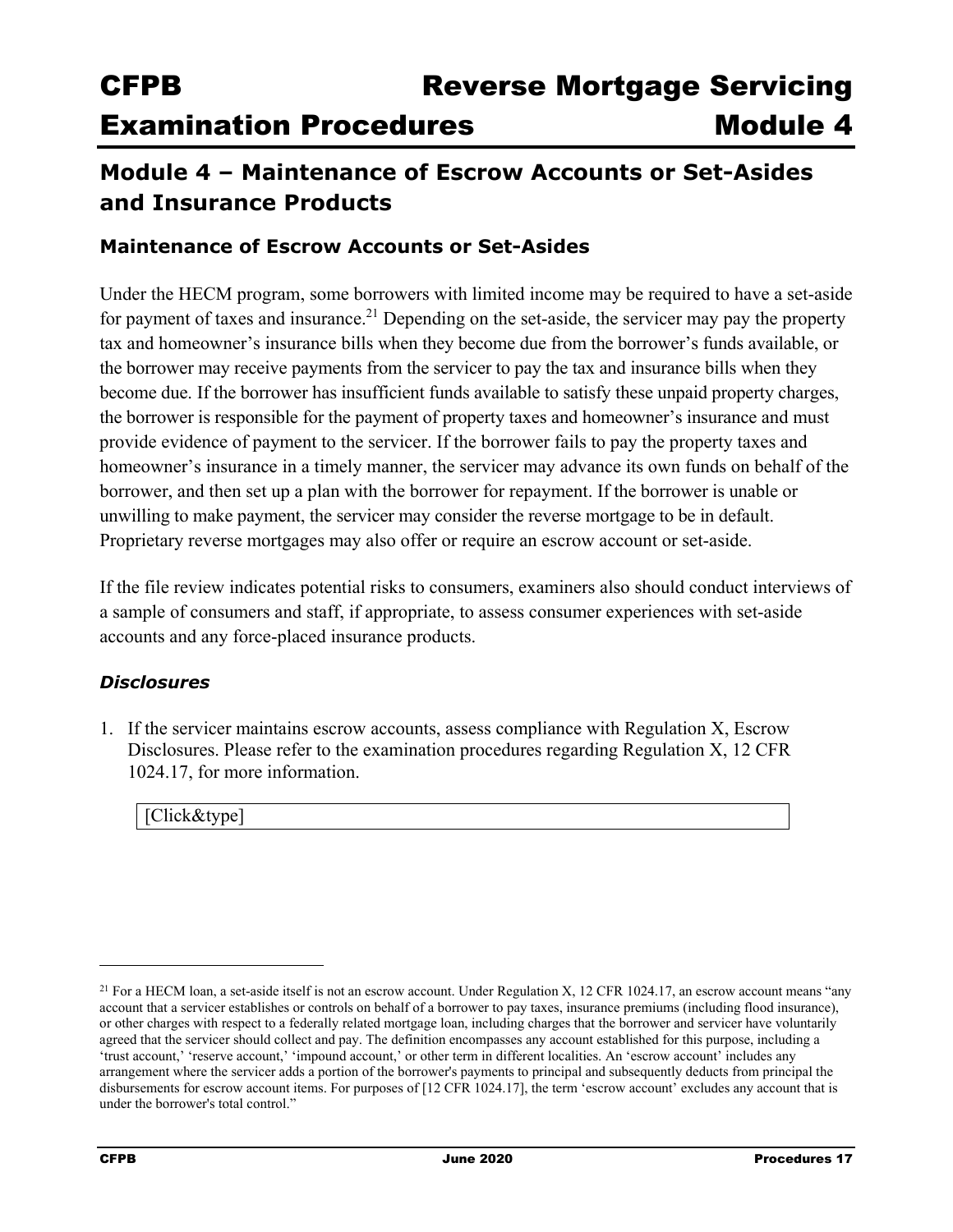## Module 4 – Maintenance of Escrow Accounts or Set-Asides and Insurance Products

### Maintenance of Escrow Accounts or Set-Asides

Under the HECM program, some borrowers with limited income may be required to have a set-aside for payment of taxes and insurance.[21] Depending on the set-aside, the servicer may pay the property tax and homeowner's insurance bills when they become due from the borrower's funds available, or the borrower may receive payments from the servicer to pay the tax and insurance bills when they become due. If the borrower has insufficient funds available to satisfy these unpaid property charges, the borrower is responsible for the payment of property taxes and homeowner's insurance and must provide evidence of payment to the servicer. If the borrower fails to pay the property taxes and homeowner's insurance in a timely manner, the servicer may advance its own funds on behalf of the borrower, and then set up a plan with the borrower for repayment. If the borrower is unable or unwilling to make payment, the servicer may consider the reverse mortgage to be in default. Proprietary reverse mortgages may also offer or require an escrow account or set-aside.

If the file review indicates potential risks to consumers, examiners also should conduct interviews of a sample of consumers and staff, if appropriate, to assess consumer experiences with set-aside accounts and any force-placed insurance products.

#### *Disclosures*

1. If the servicer maintains escrow accounts, assess compliance with Regulation X, Escrow Disclosures. Please refer to the examination procedures regarding Regulation X, 12 CFR 1024.17, for more information.

   [Click&type]

---

[21] For a HECM loan, a set-aside itself is not an escrow account. Under Regulation X, 12 CFR 1024.17, an escrow account means "any account that a servicer establishes or controls on behalf of a borrower to pay taxes, insurance premiums (including flood insurance), or other charges with respect to a federally related mortgage loan, including charges that the borrower and servicer have voluntarily agreed that the servicer should collect and pay. The definition encompasses any account established for this purpose, including a 'trust account,' 'reserve account,' 'impound account,' or other term in different localities. An 'escrow account' includes any arrangement where the servicer adds a portion of the borrower's payments to principal and subsequently deducts from principal the disbursements for escrow account items. For purposes of [12 CFR 1024.17], the term 'escrow account' excludes any account that is under the borrower's total control."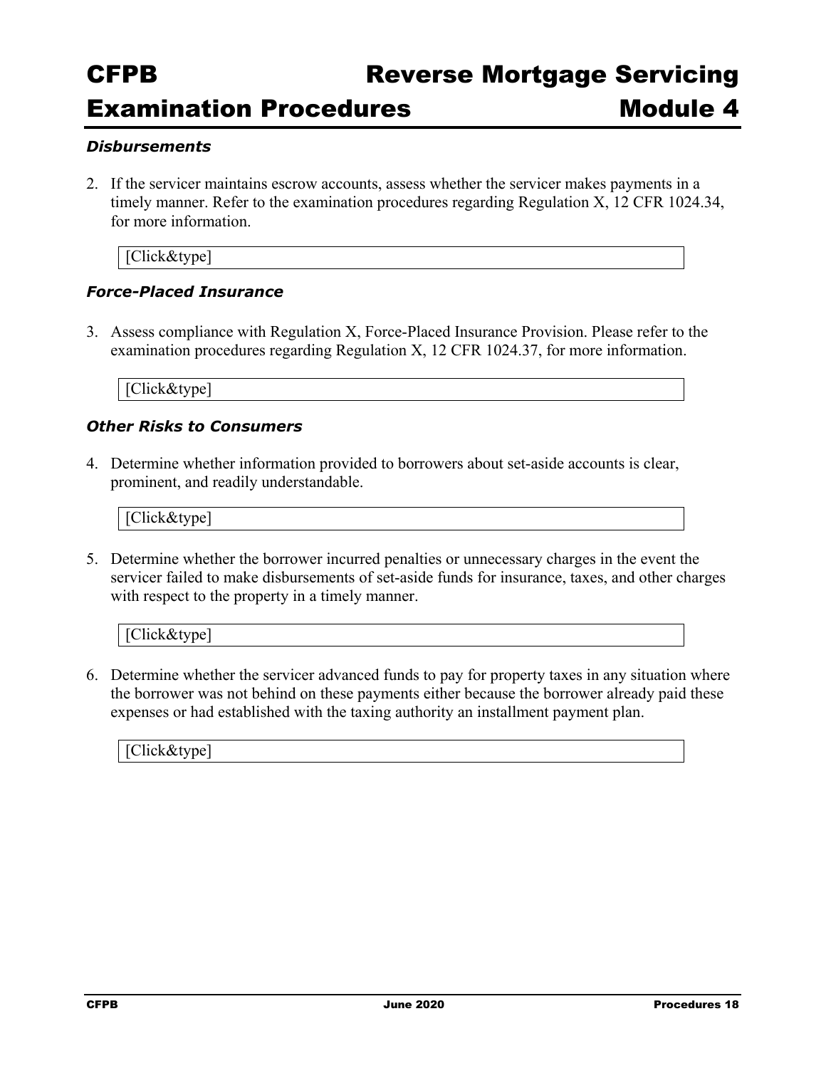### *Disbursements*

2. If the servicer maintains escrow accounts, assess whether the servicer makes payments in a timely manner. Refer to the examination procedures regarding Regulation X, 12 CFR 1024.34, for more information.

    [Click&type]

### *Force-Placed Insurance*

3. Assess compliance with Regulation X, Force-Placed Insurance Provision. Please refer to the examination procedures regarding Regulation X, 12 CFR 1024.37, for more information.

    [Click&type]

### *Other Risks to Consumers*

4. Determine whether information provided to borrowers about set-aside accounts is clear, prominent, and readily understandable.

    [Click&type]

5. Determine whether the borrower incurred penalties or unnecessary charges in the event the servicer failed to make disbursements of set-aside funds for insurance, taxes, and other charges with respect to the property in a timely manner.

    [Click&type]

6. Determine whether the servicer advanced funds to pay for property taxes in any situation where the borrower was not behind on these payments either because the borrower already paid these expenses or had established with the taxing authority an installment payment plan.

    [Click&type]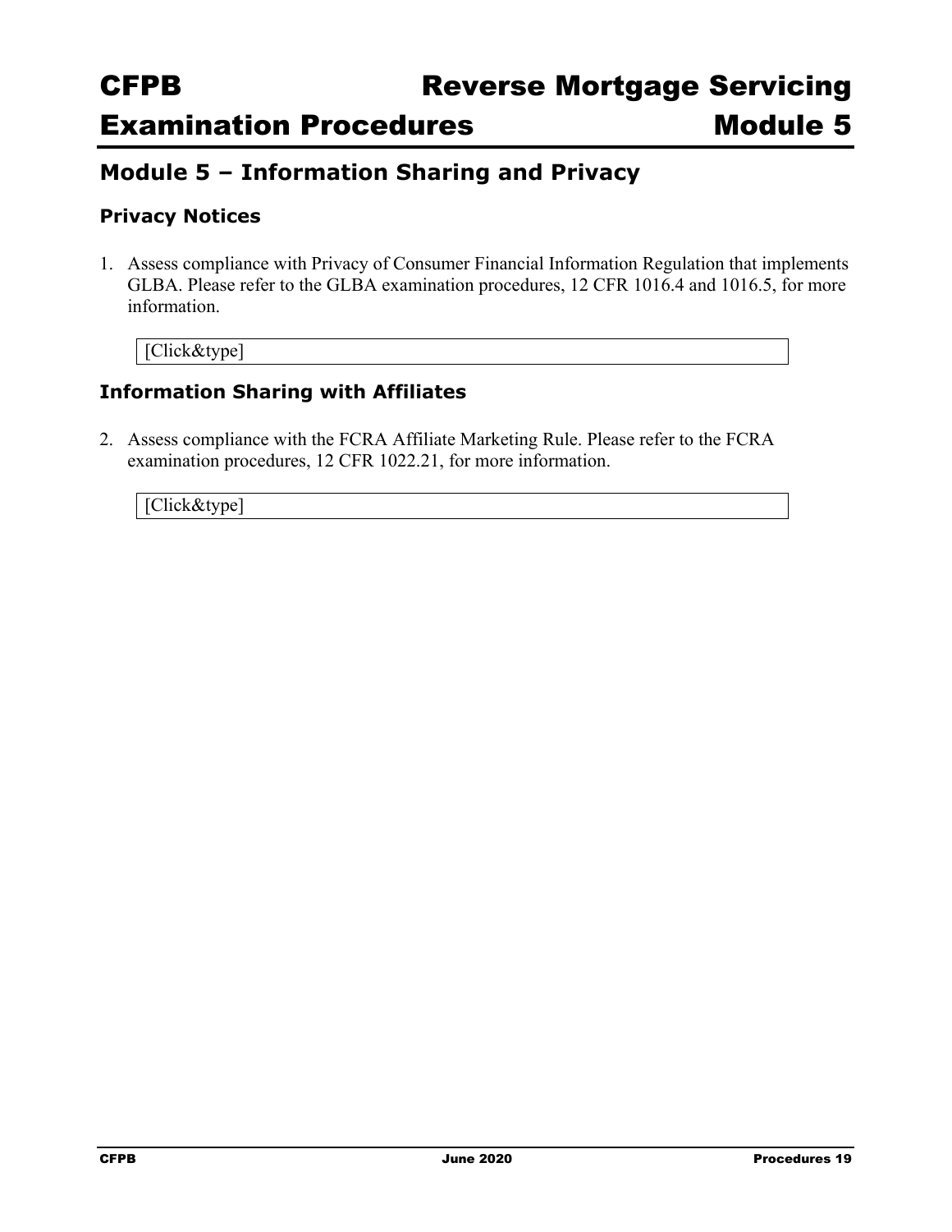## Module 5 – Information Sharing and Privacy

### Privacy Notices

1. Assess compliance with Privacy of Consumer Financial Information Regulation that implements GLBA. Please refer to the GLBA examination procedures, 12 CFR 1016.4 and 1016.5, for more information.

   [Click&type]

### Information Sharing with Affiliates

2. Assess compliance with the FCRA Affiliate Marketing Rule. Please refer to the FCRA examination procedures, 12 CFR 1022.21, for more information.

   [Click&type]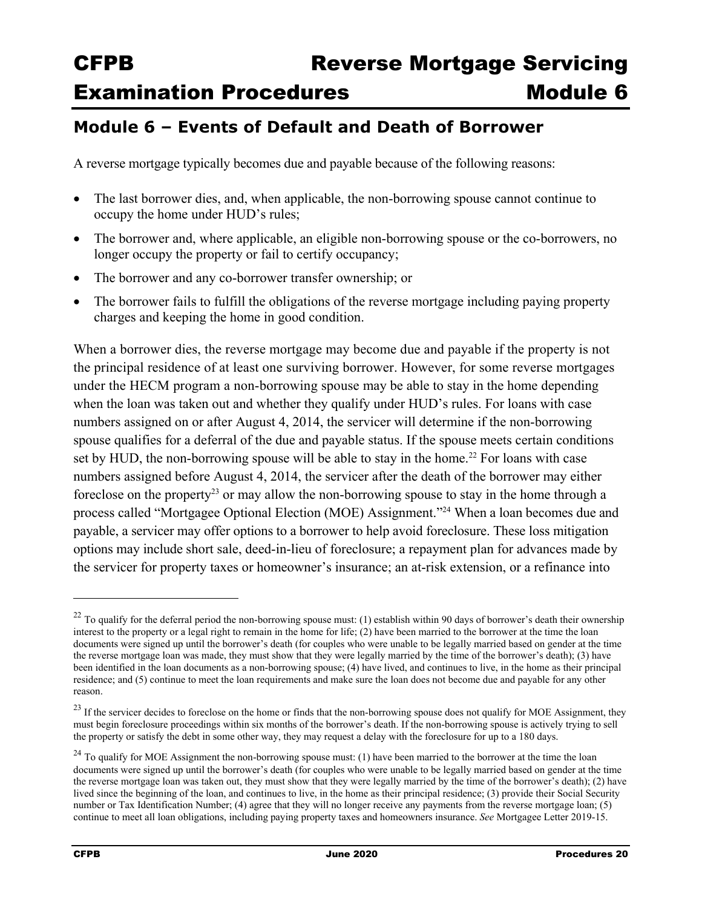## Module 6 – Events of Default and Death of Borrower

A reverse mortgage typically becomes due and payable because of the following reasons:

- The last borrower dies, and, when applicable, the non-borrowing spouse cannot continue to occupy the home under HUD's rules;
- The borrower and, where applicable, an eligible non-borrowing spouse or the co-borrowers, no longer occupy the property or fail to certify occupancy;
- The borrower and any co-borrower transfer ownership; or
- The borrower fails to fulfill the obligations of the reverse mortgage including paying property charges and keeping the home in good condition.

When a borrower dies, the reverse mortgage may become due and payable if the property is not the principal residence of at least one surviving borrower. However, for some reverse mortgages under the HECM program a non-borrowing spouse may be able to stay in the home depending when the loan was taken out and whether they qualify under HUD's rules. For loans with case numbers assigned on or after August 4, 2014, the servicer will determine if the non-borrowing spouse qualifies for a deferral of the due and payable status. If the spouse meets certain conditions set by HUD, the non-borrowing spouse will be able to stay in the home.[22] For loans with case numbers assigned before August 4, 2014, the servicer after the death of the borrower may either foreclose on the property[23] or may allow the non-borrowing spouse to stay in the home through a process called "Mortgagee Optional Election (MOE) Assignment."[24] When a loan becomes due and payable, a servicer may offer options to a borrower to help avoid foreclosure. These loss mitigation options may include short sale, deed-in-lieu of foreclosure; a repayment plan for advances made by the servicer for property taxes or homeowner's insurance; an at-risk extension, or a refinance into

[22] To qualify for the deferral period the non-borrowing spouse must: (1) establish within 90 days of borrower's death their ownership interest to the property or a legal right to remain in the home for life; (2) have been married to the borrower at the time the loan documents were signed up until the borrower's death (for couples who were unable to be legally married based on gender at the time the reverse mortgage loan was made, they must show that they were legally married by the time of the borrower's death); (3) have been identified in the loan documents as a non-borrowing spouse; (4) have lived, and continues to live, in the home as their principal residence; and (5) continue to meet the loan requirements and make sure the loan does not become due and payable for any other reason.

[23] If the servicer decides to foreclose on the home or finds that the non-borrowing spouse does not qualify for MOE Assignment, they must begin foreclosure proceedings within six months of the borrower's death. If the non-borrowing spouse is actively trying to sell the property or satisfy the debt in some other way, they may request a delay with the foreclosure for up to a 180 days.

[24] To qualify for MOE Assignment the non-borrowing spouse must: (1) have been married to the borrower at the time the loan documents were signed up until the borrower's death (for couples who were unable to be legally married based on gender at the time the reverse mortgage loan was taken out, they must show that they were legally married by the time of the borrower's death); (2) have lived since the beginning of the loan, and continues to live, in the home as their principal residence; (3) provide their Social Security number or Tax Identification Number; (4) agree that they will no longer receive any payments from the reverse mortgage loan; (5) continue to meet all loan obligations, including paying property taxes and homeowners insurance. *See* Mortgagee Letter 2019-15.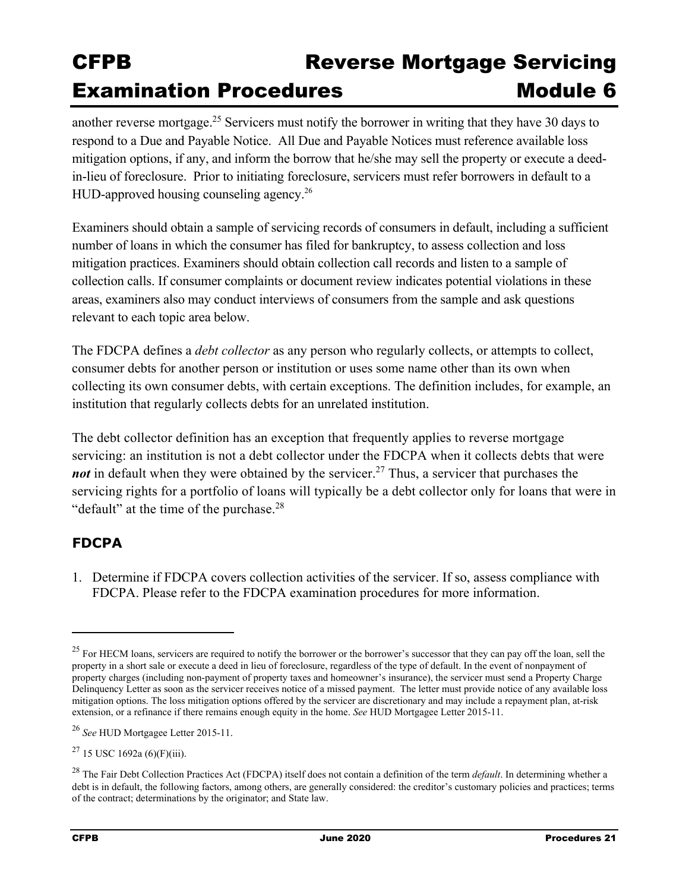another reverse mortgage.[25] Servicers must notify the borrower in writing that they have 30 days to respond to a Due and Payable Notice. All Due and Payable Notices must reference available loss mitigation options, if any, and inform the borrow that he/she may sell the property or execute a deed-in-lieu of foreclosure. Prior to initiating foreclosure, servicers must refer borrowers in default to a HUD-approved housing counseling agency.[26]

Examiners should obtain a sample of servicing records of consumers in default, including a sufficient number of loans in which the consumer has filed for bankruptcy, to assess collection and loss mitigation practices. Examiners should obtain collection call records and listen to a sample of collection calls. If consumer complaints or document review indicates potential violations in these areas, examiners also may conduct interviews of consumers from the sample and ask questions relevant to each topic area below.

The FDCPA defines a *debt collector* as any person who regularly collects, or attempts to collect, consumer debts for another person or institution or uses some name other than its own when collecting its own consumer debts, with certain exceptions. The definition includes, for example, an institution that regularly collects debts for an unrelated institution.

The debt collector definition has an exception that frequently applies to reverse mortgage servicing: an institution is not a debt collector under the FDCPA when it collects debts that were ***not*** in default when they were obtained by the servicer.[27] Thus, a servicer that purchases the servicing rights for a portfolio of loans will typically be a debt collector only for loans that were in "default" at the time of the purchase.[28]

## FDCPA

1. Determine if FDCPA covers collection activities of the servicer. If so, assess compliance with FDCPA. Please refer to the FDCPA examination procedures for more information.

---

[25] For HECM loans, servicers are required to notify the borrower or the borrower's successor that they can pay off the loan, sell the property in a short sale or execute a deed in lieu of foreclosure, regardless of the type of default. In the event of nonpayment of property charges (including non-payment of property taxes and homeowner's insurance), the servicer must send a Property Charge Delinquency Letter as soon as the servicer receives notice of a missed payment. The letter must provide notice of any available loss mitigation options. The loss mitigation options offered by the servicer are discretionary and may include a repayment plan, at-risk extension, or a refinance if there remains enough equity in the home. *See* HUD Mortgagee Letter 2015-11.

[26] *See* HUD Mortgagee Letter 2015-11.

[27] 15 USC 1692a (6)(F)(iii).

[28] The Fair Debt Collection Practices Act (FDCPA) itself does not contain a definition of the term *default*. In determining whether a debt is in default, the following factors, among others, are generally considered: the creditor's customary policies and practices; terms of the contract; determinations by the originator; and State law.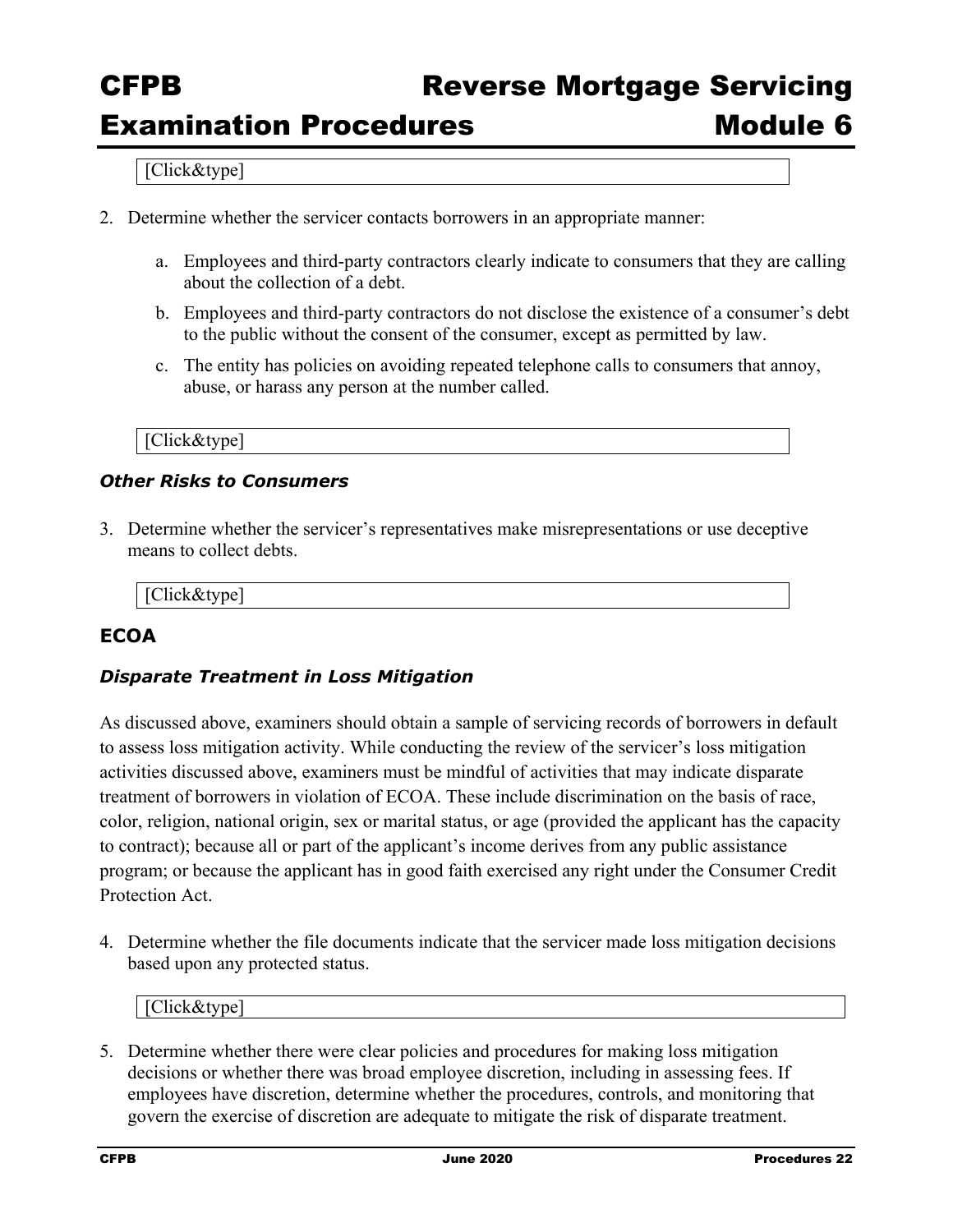[Click&type]

2. Determine whether the servicer contacts borrowers in an appropriate manner:

   a. Employees and third-party contractors clearly indicate to consumers that they are calling about the collection of a debt.

   b. Employees and third-party contractors do not disclose the existence of a consumer's debt to the public without the consent of the consumer, except as permitted by law.

   c. The entity has policies on avoiding repeated telephone calls to consumers that annoy, abuse, or harass any person at the number called.

[Click&type]

### *Other Risks to Consumers*

3. Determine whether the servicer's representatives make misrepresentations or use deceptive means to collect debts.

[Click&type]

## ECOA

### *Disparate Treatment in Loss Mitigation*

As discussed above, examiners should obtain a sample of servicing records of borrowers in default to assess loss mitigation activity. While conducting the review of the servicer's loss mitigation activities discussed above, examiners must be mindful of activities that may indicate disparate treatment of borrowers in violation of ECOA. These include discrimination on the basis of race, color, religion, national origin, sex or marital status, or age (provided the applicant has the capacity to contract); because all or part of the applicant's income derives from any public assistance program; or because the applicant has in good faith exercised any right under the Consumer Credit Protection Act.

4. Determine whether the file documents indicate that the servicer made loss mitigation decisions based upon any protected status.

[Click&type]

5. Determine whether there were clear policies and procedures for making loss mitigation decisions or whether there was broad employee discretion, including in assessing fees. If employees have discretion, determine whether the procedures, controls, and monitoring that govern the exercise of discretion are adequate to mitigate the risk of disparate treatment.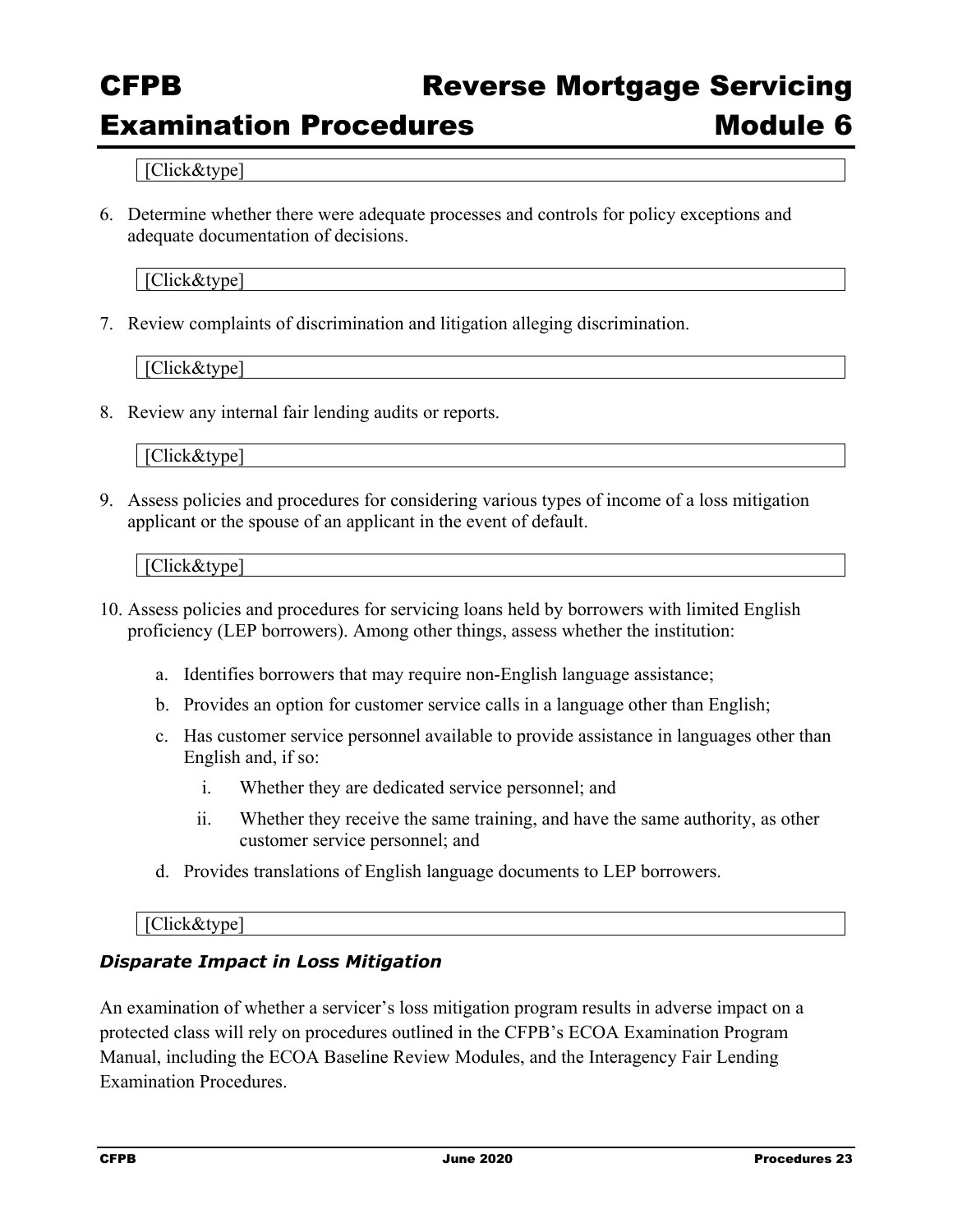[Click&type]

6. Determine whether there were adequate processes and controls for policy exceptions and adequate documentation of decisions.

[Click&type]

7. Review complaints of discrimination and litigation alleging discrimination.

[Click&type]

8. Review any internal fair lending audits or reports.

[Click&type]

9. Assess policies and procedures for considering various types of income of a loss mitigation applicant or the spouse of an applicant in the event of default.

[Click&type]

10. Assess policies and procedures for servicing loans held by borrowers with limited English proficiency (LEP borrowers). Among other things, assess whether the institution:

    a. Identifies borrowers that may require non-English language assistance;

    b. Provides an option for customer service calls in a language other than English;

    c. Has customer service personnel available to provide assistance in languages other than English and, if so:

       i. Whether they are dedicated service personnel; and

       ii. Whether they receive the same training, and have the same authority, as other customer service personnel; and

    d. Provides translations of English language documents to LEP borrowers.

[Click&type]

### *Disparate Impact in Loss Mitigation*

An examination of whether a servicer's loss mitigation program results in adverse impact on a protected class will rely on procedures outlined in the CFPB's ECOA Examination Program Manual, including the ECOA Baseline Review Modules, and the Interagency Fair Lending Examination Procedures.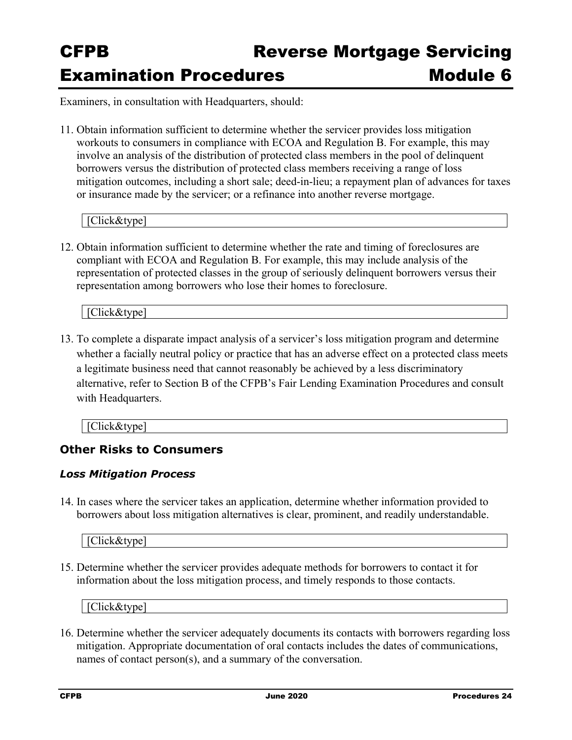Examiners, in consultation with Headquarters, should:

11. Obtain information sufficient to determine whether the servicer provides loss mitigation workouts to consumers in compliance with ECOA and Regulation B. For example, this may involve an analysis of the distribution of protected class members in the pool of delinquent borrowers versus the distribution of protected class members receiving a range of loss mitigation outcomes, including a short sale; deed-in-lieu; a repayment plan of advances for taxes or insurance made by the servicer; or a refinance into another reverse mortgage.

    [Click&type]

12. Obtain information sufficient to determine whether the rate and timing of foreclosures are compliant with ECOA and Regulation B. For example, this may include analysis of the representation of protected classes in the group of seriously delinquent borrowers versus their representation among borrowers who lose their homes to foreclosure.

    [Click&type]

13. To complete a disparate impact analysis of a servicer's loss mitigation program and determine whether a facially neutral policy or practice that has an adverse effect on a protected class meets a legitimate business need that cannot reasonably be achieved by a less discriminatory alternative, refer to Section B of the CFPB's Fair Lending Examination Procedures and consult with Headquarters.

    [Click&type]

## Other Risks to Consumers

### *Loss Mitigation Process*

14. In cases where the servicer takes an application, determine whether information provided to borrowers about loss mitigation alternatives is clear, prominent, and readily understandable.

    [Click&type]

15. Determine whether the servicer provides adequate methods for borrowers to contact it for information about the loss mitigation process, and timely responds to those contacts.

    [Click&type]

16. Determine whether the servicer adequately documents its contacts with borrowers regarding loss mitigation. Appropriate documentation of oral contacts includes the dates of communications, names of contact person(s), and a summary of the conversation.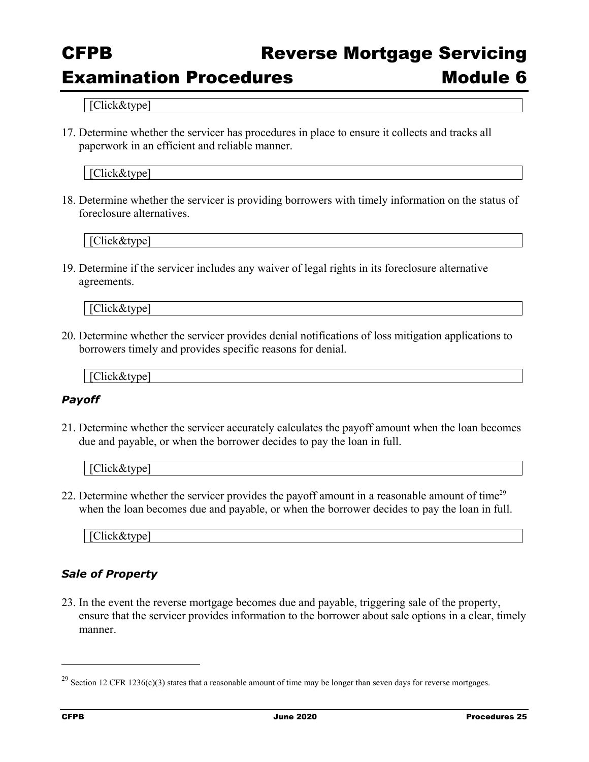[Click&type]

17. Determine whether the servicer has procedures in place to ensure it collects and tracks all paperwork in an efficient and reliable manner.

[Click&type]

18. Determine whether the servicer is providing borrowers with timely information on the status of foreclosure alternatives.

[Click&type]

19. Determine if the servicer includes any waiver of legal rights in its foreclosure alternative agreements.

[Click&type]

20. Determine whether the servicer provides denial notifications of loss mitigation applications to borrowers timely and provides specific reasons for denial.

[Click&type]

### *Payoff*

21. Determine whether the servicer accurately calculates the payoff amount when the loan becomes due and payable, or when the borrower decides to pay the loan in full.

[Click&type]

22. Determine whether the servicer provides the payoff amount in a reasonable amount of time[29] when the loan becomes due and payable, or when the borrower decides to pay the loan in full.

[Click&type]

### *Sale of Property*

23. In the event the reverse mortgage becomes due and payable, triggering sale of the property, ensure that the servicer provides information to the borrower about sale options in a clear, timely manner.

---

[29] Section 12 CFR 1236(c)(3) states that a reasonable amount of time may be longer than seven days for reverse mortgages.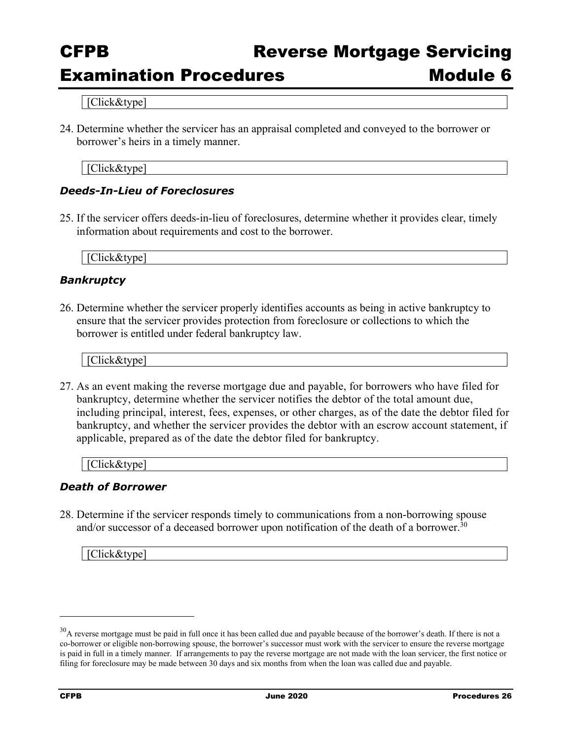[Click&type]

24. Determine whether the servicer has an appraisal completed and conveyed to the borrower or borrower's heirs in a timely manner.

[Click&type]

### *Deeds-In-Lieu of Foreclosures*

25. If the servicer offers deeds-in-lieu of foreclosures, determine whether it provides clear, timely information about requirements and cost to the borrower.

[Click&type]

### *Bankruptcy*

26. Determine whether the servicer properly identifies accounts as being in active bankruptcy to ensure that the servicer provides protection from foreclosure or collections to which the borrower is entitled under federal bankruptcy law.

[Click&type]

27. As an event making the reverse mortgage due and payable, for borrowers who have filed for bankruptcy, determine whether the servicer notifies the debtor of the total amount due, including principal, interest, fees, expenses, or other charges, as of the date the debtor filed for bankruptcy, and whether the servicer provides the debtor with an escrow account statement, if applicable, prepared as of the date the debtor filed for bankruptcy.

[Click&type]

### *Death of Borrower*

28. Determine if the servicer responds timely to communications from a non-borrowing spouse and/or successor of a deceased borrower upon notification of the death of a borrower.[30]

[Click&type]

---

[30] A reverse mortgage must be paid in full once it has been called due and payable because of the borrower's death. If there is not a co-borrower or eligible non-borrowing spouse, the borrower's successor must work with the servicer to ensure the reverse mortgage is paid in full in a timely manner. If arrangements to pay the reverse mortgage are not made with the loan servicer, the first notice or filing for foreclosure may be made between 30 days and six months from when the loan was called due and payable.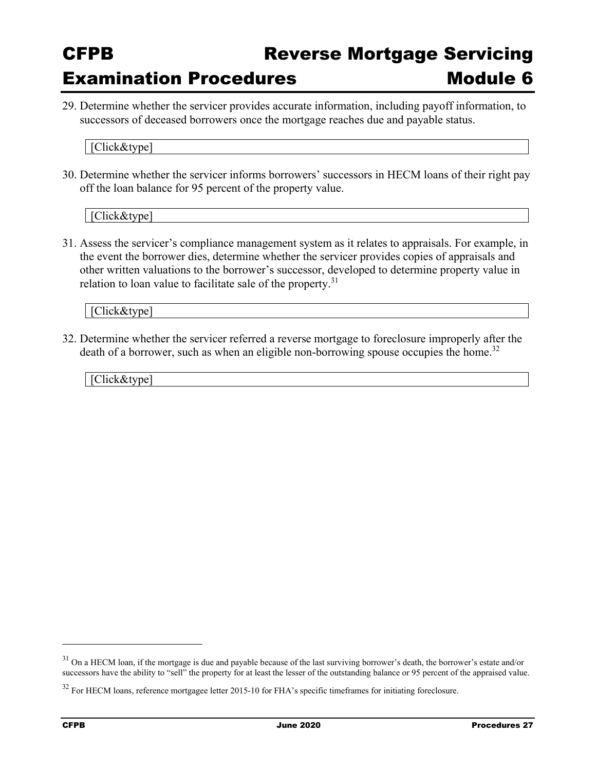29. Determine whether the servicer provides accurate information, including payoff information, to successors of deceased borrowers once the mortgage reaches due and payable status.

[Click&type]

30. Determine whether the servicer informs borrowers' successors in HECM loans of their right pay off the loan balance for 95 percent of the property value.

[Click&type]

31. Assess the servicer's compliance management system as it relates to appraisals. For example, in the event the borrower dies, determine whether the servicer provides copies of appraisals and other written valuations to the borrower's successor, developed to determine property value in relation to loan value to facilitate sale of the property.[31]

[Click&type]

32. Determine whether the servicer referred a reverse mortgage to foreclosure improperly after the death of a borrower, such as when an eligible non-borrowing spouse occupies the home.[32]

[Click&type]

---

[31] On a HECM loan, if the mortgage is due and payable because of the last surviving borrower's death, the borrower's estate and/or successors have the ability to "sell" the property for at least the lesser of the outstanding balance or 95 percent of the appraised value.

[32] For HECM loans, reference mortgagee letter 2015-10 for FHA's specific timeframes for initiating foreclosure.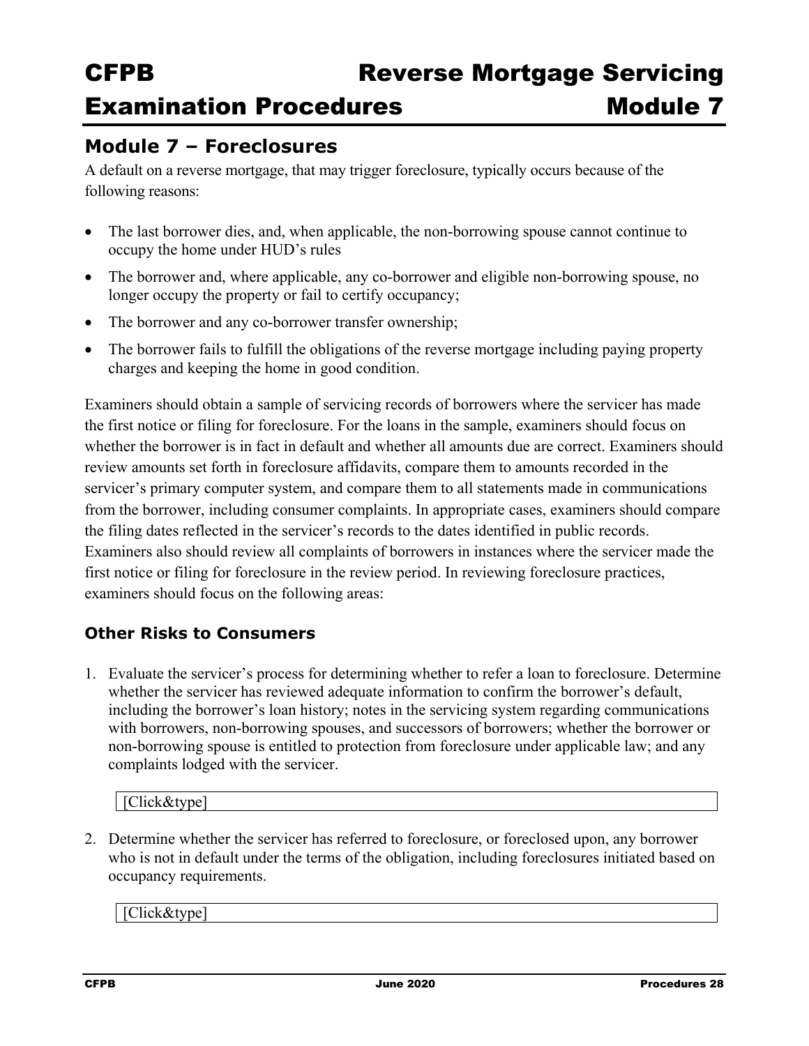## Module 7 – Foreclosures

A default on a reverse mortgage, that may trigger foreclosure, typically occurs because of the following reasons:

- The last borrower dies, and, when applicable, the non-borrowing spouse cannot continue to occupy the home under HUD's rules
- The borrower and, where applicable, any co-borrower and eligible non-borrowing spouse, no longer occupy the property or fail to certify occupancy;
- The borrower and any co-borrower transfer ownership;
- The borrower fails to fulfill the obligations of the reverse mortgage including paying property charges and keeping the home in good condition.

Examiners should obtain a sample of servicing records of borrowers where the servicer has made the first notice or filing for foreclosure. For the loans in the sample, examiners should focus on whether the borrower is in fact in default and whether all amounts due are correct. Examiners should review amounts set forth in foreclosure affidavits, compare them to amounts recorded in the servicer's primary computer system, and compare them to all statements made in communications from the borrower, including consumer complaints. In appropriate cases, examiners should compare the filing dates reflected in the servicer's records to the dates identified in public records. Examiners also should review all complaints of borrowers in instances where the servicer made the first notice or filing for foreclosure in the review period. In reviewing foreclosure practices, examiners should focus on the following areas:

### Other Risks to Consumers

1. Evaluate the servicer's process for determining whether to refer a loan to foreclosure. Determine whether the servicer has reviewed adequate information to confirm the borrower's default, including the borrower's loan history; notes in the servicing system regarding communications with borrowers, non-borrowing spouses, and successors of borrowers; whether the borrower or non-borrowing spouse is entitled to protection from foreclosure under applicable law; and any complaints lodged with the servicer.

   [Click&type]

2. Determine whether the servicer has referred to foreclosure, or foreclosed upon, any borrower who is not in default under the terms of the obligation, including foreclosures initiated based on occupancy requirements.

   [Click&type]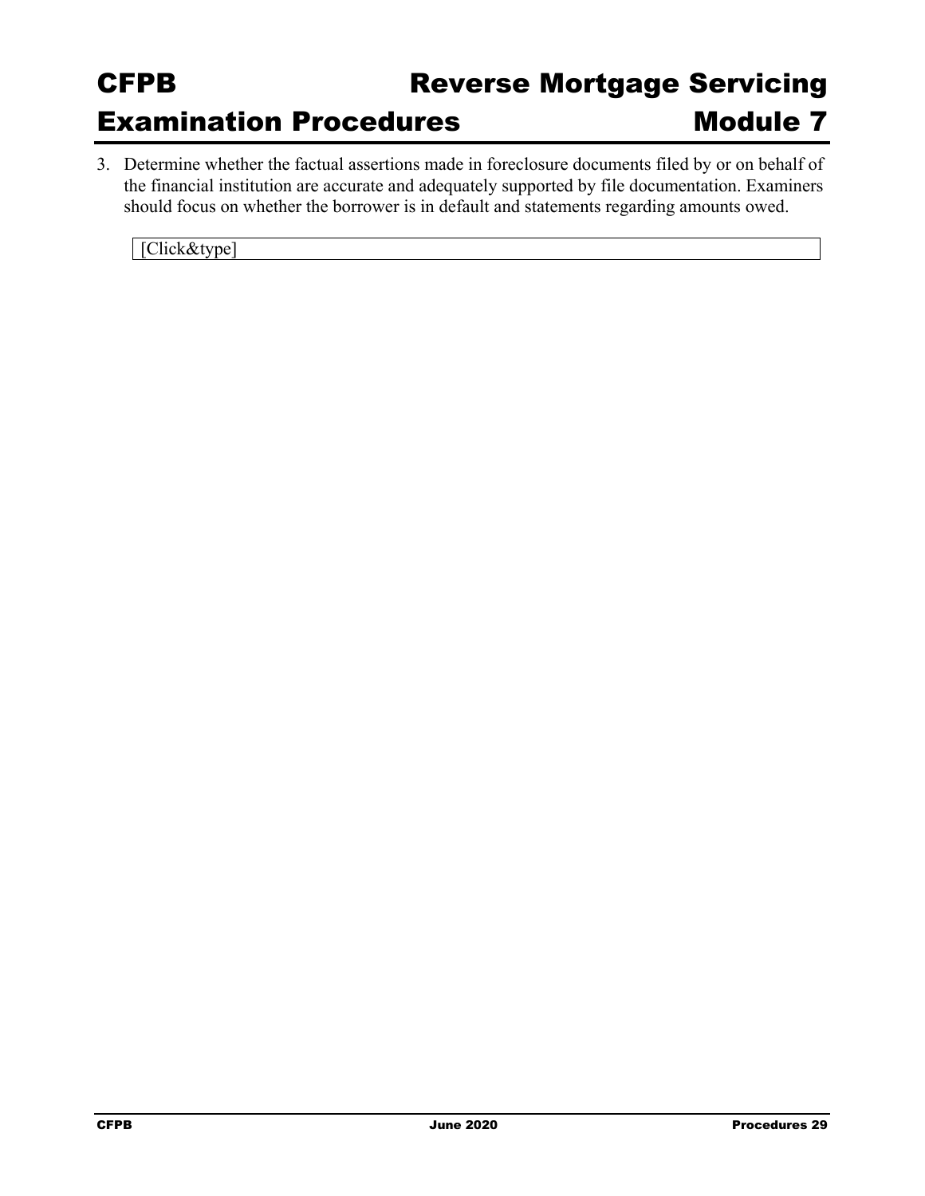3. Determine whether the factual assertions made in foreclosure documents filed by or on behalf of the financial institution are accurate and adequately supported by file documentation. Examiners should focus on whether the borrower is in default and statements regarding amounts owed.

   [Click&type]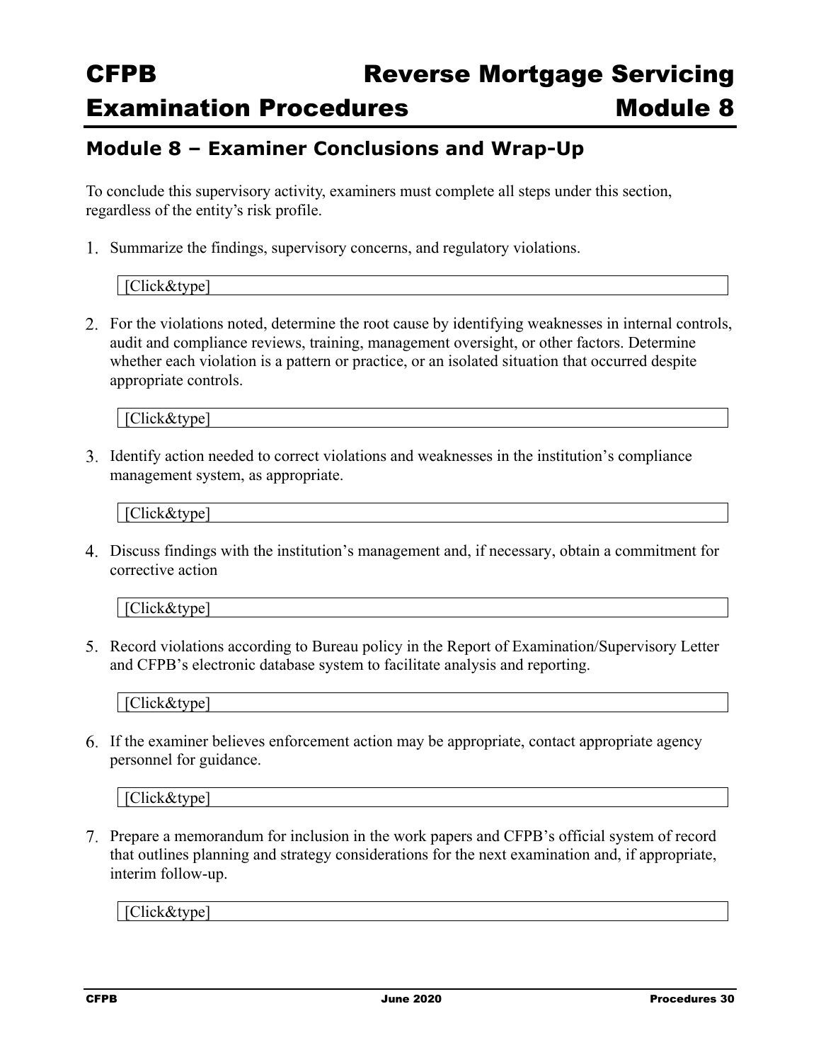## Module 8 – Examiner Conclusions and Wrap-Up

To conclude this supervisory activity, examiners must complete all steps under this section, regardless of the entity's risk profile.

1. Summarize the findings, supervisory concerns, and regulatory violations.

   [Click&type]

2. For the violations noted, determine the root cause by identifying weaknesses in internal controls, audit and compliance reviews, training, management oversight, or other factors. Determine whether each violation is a pattern or practice, or an isolated situation that occurred despite appropriate controls.

   [Click&type]

3. Identify action needed to correct violations and weaknesses in the institution's compliance management system, as appropriate.

   [Click&type]

4. Discuss findings with the institution's management and, if necessary, obtain a commitment for corrective action

   [Click&type]

5. Record violations according to Bureau policy in the Report of Examination/Supervisory Letter and CFPB's electronic database system to facilitate analysis and reporting.

   [Click&type]

6. If the examiner believes enforcement action may be appropriate, contact appropriate agency personnel for guidance.

   [Click&type]

7. Prepare a memorandum for inclusion in the work papers and CFPB's official system of record that outlines planning and strategy considerations for the next examination and, if appropriate, interim follow-up.

   [Click&type]